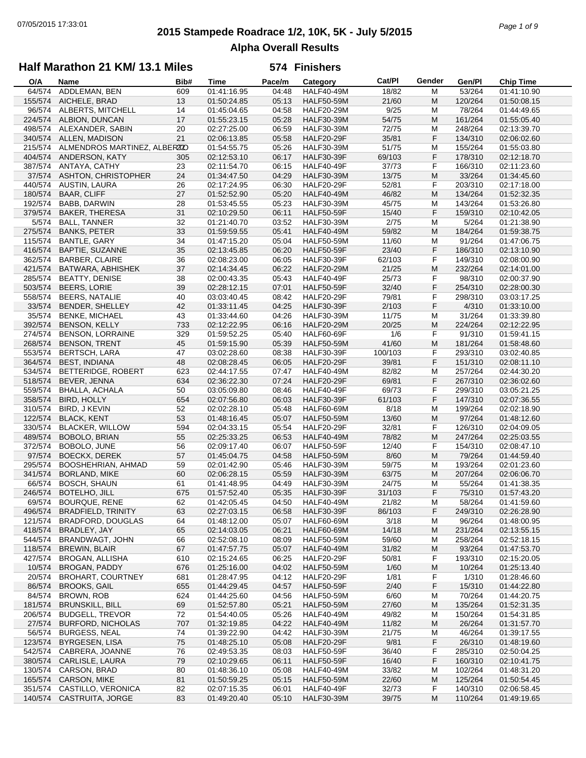# 2015 Stampede Roadrace 1/2, 10K, 5K - July 5/2015

## Alpha Overall Results

### Half Marathon 21 KM/ 13.1 Miles — 574 Finishers

| O/A | Name | Bib# | Time | Pace/m | Category | Cat/Pl | Gender | Gen/Pl | Chip Time |
|---|---|---|---|---|---|---|---|---|---|
| 64/574 | ADDLEMAN, BEN | 609 | 01:41:16.95 | 04:48 | HALF40-49M | 18/82 | M | 53/264 | 01:41:10.90 |
| 155/574 | AICHELE, BRAD | 13 | 01:50:24.85 | 05:13 | HALF50-59M | 21/60 | M | 120/264 | 01:50:08.15 |
| 96/574 | ALBERTS, MITCHELL | 14 | 01:45:04.65 | 04:58 | HALF20-29M | 9/25 | M | 78/264 | 01:44:49.65 |
| 224/574 | ALBION, DUNCAN | 17 | 01:55:23.15 | 05:28 | HALF30-39M | 54/75 | M | 161/264 | 01:55:05.40 |
| 498/574 | ALEXANDER, SABIN | 20 | 02:27:25.00 | 06:59 | HALF30-39M | 72/75 | M | 248/264 | 02:13:39.70 |
| 340/574 | ALLEN, MADISON | 21 | 02:06:13.85 | 05:58 | HALF20-29F | 35/81 | F | 134/310 | 02:06:02.60 |
| 215/574 | ALMENDROS MARTINEZ, ALBERTO | 22 | 01:54:55.75 | 05:26 | HALF30-39M | 51/75 | M | 155/264 | 01:55:03.80 |
| 404/574 | ANDERSON, KATY | 305 | 02:12:53.10 | 06:17 | HALF30-39F | 69/103 | F | 178/310 | 02:12:18.70 |
| 387/574 | ANTAYA, CATHY | 23 | 02:11:54.70 | 06:15 | HALF40-49F | 37/73 | F | 166/310 | 02:11:23.60 |
| 37/574 | ASHTON, CHRISTOPHER | 24 | 01:34:47.50 | 04:29 | HALF30-39M | 13/75 | M | 33/264 | 01:34:45.60 |
| 440/574 | AUSTIN, LAURA | 26 | 02:17:24.95 | 06:30 | HALF20-29F | 52/81 | F | 203/310 | 02:17:18.00 |
| 180/574 | BAAR, CLIFF | 27 | 01:52:52.90 | 05:20 | HALF40-49M | 46/82 | M | 134/264 | 01:52:32.35 |
| 192/574 | BABB, DARWIN | 28 | 01:53:45.55 | 05:23 | HALF30-39M | 45/75 | M | 143/264 | 01:53:26.80 |
| 379/574 | BAKER, THERESA | 31 | 02:10:29.50 | 06:11 | HALF50-59F | 15/40 | F | 159/310 | 02:10:42.05 |
| 5/574 | BALL, TANNER | 32 | 01:21:40.70 | 03:52 | HALF30-39M | 2/75 | M | 5/264 | 01:21:38.90 |
| 275/574 | BANKS, PETER | 33 | 01:59:59.55 | 05:41 | HALF40-49M | 59/82 | M | 184/264 | 01:59:38.75 |
| 115/574 | BANTLE, GARY | 34 | 01:47:15.20 | 05:04 | HALF50-59M | 11/60 | M | 91/264 | 01:47:06.75 |
| 416/574 | BAPTIE, SUZANNE | 35 | 02:13:45.85 | 06:20 | HALF50-59F | 23/40 | F | 186/310 | 02:13:10.90 |
| 362/574 | BARBER, CLAIRE | 36 | 02:08:23.00 | 06:05 | HALF30-39F | 62/103 | F | 149/310 | 02:08:00.90 |
| 421/574 | BATWARA, ABHISHEK | 37 | 02:14:34.45 | 06:22 | HALF20-29M | 21/25 | M | 232/264 | 02:14:01.00 |
| 285/574 | BEATTY, DENISE | 38 | 02:00:43.35 | 05:43 | HALF40-49F | 25/73 | F | 98/310 | 02:00:37.90 |
| 503/574 | BEERS, LORIE | 39 | 02:28:12.15 | 07:01 | HALF50-59F | 32/40 | F | 254/310 | 02:28:00.30 |
| 558/574 | BEERS, NATALIE | 40 | 03:03:40.45 | 08:42 | HALF20-29F | 79/81 | F | 298/310 | 03:03:17.25 |
| 33/574 | BENDER, SHELLEY | 42 | 01:33:11.45 | 04:25 | HALF30-39F | 2/103 | F | 4/310 | 01:33:10.00 |
| 35/574 | BENKE, MICHAEL | 43 | 01:33:44.60 | 04:26 | HALF30-39M | 11/75 | M | 31/264 | 01:33:39.80 |
| 392/574 | BENSON, KELLY | 733 | 02:12:22.95 | 06:16 | HALF20-29M | 20/25 | M | 224/264 | 02:12:22.95 |
| 274/574 | BENSON, LORRAINE | 329 | 01:59:52.25 | 05:40 | HALF60-69F | 1/6 | F | 91/310 | 01:59:41.15 |
| 268/574 | BENSON, TRENT | 45 | 01:59:15.90 | 05:39 | HALF50-59M | 41/60 | M | 181/264 | 01:58:48.60 |
| 553/574 | BERTSCH, LARA | 47 | 03:02:28.60 | 08:38 | HALF30-39F | 100/103 | F | 293/310 | 03:02:40.85 |
| 364/574 | BEST, INDIANA | 48 | 02:08:28.45 | 06:05 | HALF20-29F | 39/81 | F | 151/310 | 02:08:11.10 |
| 534/574 | BETTERIDGE, ROBERT | 623 | 02:44:17.55 | 07:47 | HALF40-49M | 82/82 | M | 257/264 | 02:44:30.20 |
| 518/574 | BEVER, JENNA | 634 | 02:36:22.30 | 07:24 | HALF20-29F | 69/81 | F | 267/310 | 02:36:02.60 |
| 559/574 | BHALLA, ACHALA | 50 | 03:05:09.80 | 08:46 | HALF40-49F | 69/73 | F | 299/310 | 03:05:21.25 |
| 358/574 | BIRD, HOLLY | 654 | 02:07:56.80 | 06:03 | HALF30-39F | 61/103 | F | 147/310 | 02:07:36.55 |
| 310/574 | BIRD, J KEVIN | 52 | 02:02:28.10 | 05:48 | HALF60-69M | 8/18 | M | 199/264 | 02:02:18.90 |
| 122/574 | BLACK, KENT | 53 | 01:48:16.45 | 05:07 | HALF50-59M | 13/60 | M | 97/264 | 01:48:12.60 |
| 330/574 | BLACKER, WILLOW | 594 | 02:04:33.15 | 05:54 | HALF20-29F | 32/81 | F | 126/310 | 02:04:09.05 |
| 489/574 | BOBOLO, BRIAN | 55 | 02:25:33.25 | 06:53 | HALF40-49M | 78/82 | M | 247/264 | 02:25:03.55 |
| 372/574 | BOBOLO, JUNE | 56 | 02:09:17.40 | 06:07 | HALF50-59F | 12/40 | F | 154/310 | 02:08:47.10 |
| 97/574 | BOECKX, DEREK | 57 | 01:45:04.75 | 04:58 | HALF50-59M | 8/60 | M | 79/264 | 01:44:59.40 |
| 295/574 | BOOSHEHRIAN, AHMAD | 59 | 02:01:42.90 | 05:46 | HALF30-39M | 59/75 | M | 193/264 | 02:01:23.60 |
| 341/574 | BORLAND, MIKE | 60 | 02:06:28.15 | 05:59 | HALF30-39M | 63/75 | M | 207/264 | 02:06:06.70 |
| 66/574 | BOSCH, SHAUN | 61 | 01:41:48.95 | 04:49 | HALF30-39M | 24/75 | M | 55/264 | 01:41:38.35 |
| 246/574 | BOTELHO, JILL | 675 | 01:57:52.40 | 05:35 | HALF30-39F | 31/103 | F | 75/310 | 01:57:43.20 |
| 69/574 | BOURQUE, RENE | 62 | 01:42:05.45 | 04:50 | HALF40-49M | 21/82 | M | 58/264 | 01:41:59.60 |
| 496/574 | BRADFIELD, TRINITY | 63 | 02:27:03.15 | 06:58 | HALF30-39F | 86/103 | F | 249/310 | 02:26:28.90 |
| 121/574 | BRADFORD, DOUGLAS | 64 | 01:48:12.00 | 05:07 | HALF60-69M | 3/18 | M | 96/264 | 01:48:00.95 |
| 418/574 | BRADLEY, JAY | 65 | 02:14:03.05 | 06:21 | HALF60-69M | 14/18 | M | 231/264 | 02:13:55.15 |
| 544/574 | BRANDWAGT, JOHN | 66 | 02:52:08.10 | 08:09 | HALF50-59M | 59/60 | M | 258/264 | 02:52:18.15 |
| 118/574 | BREWIN, BLAIR | 67 | 01:47:57.75 | 05:07 | HALF40-49M | 31/82 | M | 93/264 | 01:47:53.70 |
| 427/574 | BROGAN, ALLISHA | 610 | 02:15:24.65 | 06:25 | HALF20-29F | 50/81 | F | 193/310 | 02:15:20.05 |
| 10/574 | BROGAN, PADDY | 676 | 01:25:16.00 | 04:02 | HALF50-59M | 1/60 | M | 10/264 | 01:25:13.40 |
| 20/574 | BROHART, COURTNEY | 681 | 01:28:47.95 | 04:12 | HALF20-29F | 1/81 | F | 1/310 | 01:28:46.60 |
| 86/574 | BROOKS, GAIL | 655 | 01:44:29.45 | 04:57 | HALF50-59F | 2/40 | F | 15/310 | 01:44:22.80 |
| 84/574 | BROWN, ROB | 624 | 01:44:25.60 | 04:56 | HALF50-59M | 6/60 | M | 70/264 | 01:44:20.75 |
| 181/574 | BRUNSKILL, BILL | 69 | 01:52:57.80 | 05:21 | HALF50-59M | 27/60 | M | 135/264 | 01:52:31.35 |
| 206/574 | BUDGELL, TREVOR | 72 | 01:54:40.05 | 05:26 | HALF40-49M | 49/82 | M | 150/264 | 01:54:31.85 |
| 27/574 | BURFORD, NICHOLAS | 707 | 01:32:19.85 | 04:22 | HALF40-49M | 11/82 | M | 26/264 | 01:31:57.70 |
| 56/574 | BURGESS, NEAL | 74 | 01:39:22.90 | 04:42 | HALF30-39M | 21/75 | M | 46/264 | 01:39:17.55 |
| 123/574 | BYRGESEN, LISA | 75 | 01:48:25.10 | 05:08 | HALF20-29F | 9/81 | F | 26/310 | 01:48:19.60 |
| 542/574 | CABRERA, JOANNE | 76 | 02:49:53.35 | 08:03 | HALF50-59F | 36/40 | F | 285/310 | 02:50:04.25 |
| 380/574 | CARLISLE, LAURA | 79 | 02:10:29.65 | 06:11 | HALF50-59F | 16/40 | F | 160/310 | 02:10:41.75 |
| 130/574 | CARSON, BRAD | 80 | 01:48:36.10 | 05:08 | HALF40-49M | 33/82 | M | 102/264 | 01:48:31.20 |
| 165/574 | CARSON, MIKE | 81 | 01:50:59.25 | 05:15 | HALF50-59M | 22/60 | M | 125/264 | 01:50:54.45 |
| 351/574 | CASTILLO, VERONICA | 82 | 02:07:15.35 | 06:01 | HALF40-49F | 32/73 | F | 140/310 | 02:06:58.45 |
| 140/574 | CASTRUITA, JORGE | 83 | 01:49:20.40 | 05:10 | HALF30-39M | 39/75 | M | 110/264 | 01:49:19.65 |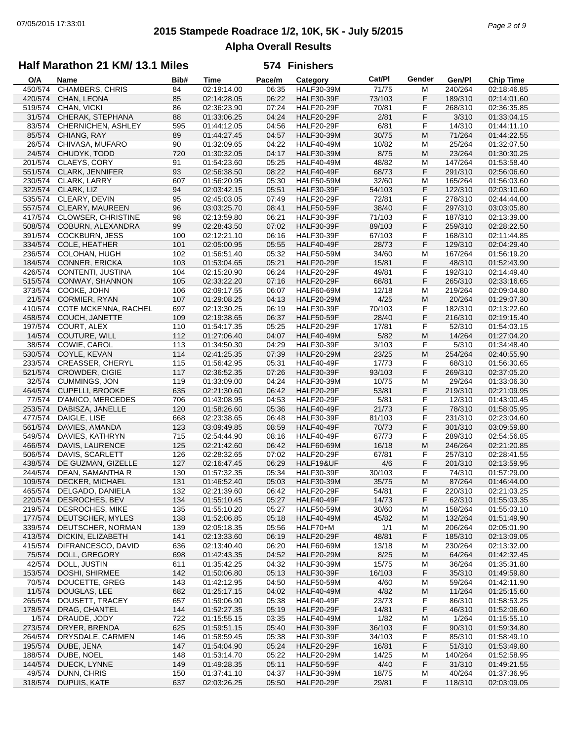# 2015 Stampede Roadrace 1/2, 10K, 5K - July 5/2015

## Alpha Overall Results

### Half Marathon 21 KM/ 13.1 Miles — 574 Finishers

| O/A | Name | Bib# | Time | Pace/m | Category | Cat/Pl | Gender | Gen/Pl | Chip Time |
|---|---|---|---|---|---|---|---|---|---|
| 450/574 | CHAMBERS, CHRIS | 84 | 02:19:14.00 | 06:35 | HALF30-39M | 71/75 | M | 240/264 | 02:18:46.85 |
| 420/574 | CHAN, LEONA | 85 | 02:14:28.05 | 06:22 | HALF30-39F | 73/103 | F | 189/310 | 02:14:01.60 |
| 519/574 | CHAN, VICKI | 86 | 02:36:23.90 | 07:24 | HALF20-29F | 70/81 | F | 268/310 | 02:36:35.85 |
| 31/574 | CHERAK, STEPHANA | 88 | 01:33:06.25 | 04:24 | HALF20-29F | 2/81 | F | 3/310 | 01:33:04.15 |
| 83/574 | CHERNICHEN, ASHLEY | 595 | 01:44:12.05 | 04:56 | HALF20-29F | 6/81 | F | 14/310 | 01:44:11.10 |
| 85/574 | CHIANG, RAY | 89 | 01:44:27.45 | 04:57 | HALF30-39M | 30/75 | M | 71/264 | 01:44:22.55 |
| 26/574 | CHIVASA, MUFARO | 90 | 01:32:09.65 | 04:22 | HALF40-49M | 10/82 | M | 25/264 | 01:32:07.50 |
| 24/574 | CHUDYK, TODD | 720 | 01:30:32.05 | 04:17 | HALF30-39M | 8/75 | M | 23/264 | 01:30:30.25 |
| 201/574 | CLAEYS, CORY | 91 | 01:54:23.60 | 05:25 | HALF40-49M | 48/82 | M | 147/264 | 01:53:58.40 |
| 551/574 | CLARK, JENNIFER | 93 | 02:56:38.50 | 08:22 | HALF40-49F | 68/73 | F | 291/310 | 02:56:06.60 |
| 230/574 | CLARK, LARRY | 607 | 01:56:20.95 | 05:30 | HALF50-59M | 32/60 | M | 165/264 | 01:56:03.60 |
| 322/574 | CLARK, LIZ | 94 | 02:03:42.15 | 05:51 | HALF30-39F | 54/103 | F | 122/310 | 02:03:10.60 |
| 535/574 | CLEARY, DEVIN | 95 | 02:45:03.05 | 07:49 | HALF20-29F | 72/81 | F | 278/310 | 02:44:44.00 |
| 557/574 | CLEARY, MAUREEN | 96 | 03:03:25.70 | 08:41 | HALF50-59F | 38/40 | F | 297/310 | 03:03:05.80 |
| 417/574 | CLOWSER, CHRISTINE | 98 | 02:13:59.80 | 06:21 | HALF30-39F | 71/103 | F | 187/310 | 02:13:39.00 |
| 508/574 | COBURN, ALEXANDRA | 99 | 02:28:43.50 | 07:02 | HALF30-39F | 89/103 | F | 259/310 | 02:28:22.50 |
| 391/574 | COCKBURN, JESS | 100 | 02:12:21.10 | 06:16 | HALF30-39F | 67/103 | F | 168/310 | 02:11:44.85 |
| 334/574 | COLE, HEATHER | 101 | 02:05:00.95 | 05:55 | HALF40-49F | 28/73 | F | 129/310 | 02:04:29.40 |
| 236/574 | COLOHAN, HUGH | 102 | 01:56:51.40 | 05:32 | HALF50-59M | 34/60 | M | 167/264 | 01:56:19.20 |
| 184/574 | CONNER, ERICKA | 103 | 01:53:04.65 | 05:21 | HALF20-29F | 15/81 | F | 48/310 | 01:52:43.90 |
| 426/574 | CONTENTI, JUSTINA | 104 | 02:15:20.90 | 06:24 | HALF20-29F | 49/81 | F | 192/310 | 02:14:49.40 |
| 515/574 | CONWAY, SHANNON | 105 | 02:33:22.20 | 07:16 | HALF20-29F | 68/81 | F | 265/310 | 02:33:16.65 |
| 373/574 | COOKE, JOHN | 106 | 02:09:17.55 | 06:07 | HALF60-69M | 12/18 | M | 219/264 | 02:09:04.80 |
| 21/574 | CORMIER, RYAN | 107 | 01:29:08.25 | 04:13 | HALF20-29M | 4/25 | M | 20/264 | 01:29:07.30 |
| 410/574 | COTE MCKENNA, RACHEL | 697 | 02:13:30.25 | 06:19 | HALF30-39F | 70/103 | F | 182/310 | 02:13:22.60 |
| 458/574 | COUCH, JANETTE | 109 | 02:19:38.65 | 06:37 | HALF50-59F | 28/40 | F | 216/310 | 02:19:15.40 |
| 197/574 | COURT, ALEX | 110 | 01:54:17.35 | 05:25 | HALF20-29F | 17/81 | F | 52/310 | 01:54:03.15 |
| 14/574 | COUTURE, WILL | 112 | 01:27:06.40 | 04:07 | HALF40-49M | 5/82 | M | 14/264 | 01:27:04.20 |
| 38/574 | COWIE, CAROL | 113 | 01:34:50.30 | 04:29 | HALF30-39F | 3/103 | F | 5/310 | 01:34:48.40 |
| 530/574 | COYLE, KEVAN | 114 | 02:41:25.35 | 07:39 | HALF20-29M | 23/25 | M | 254/264 | 02:40:55.90 |
| 233/574 | CREASSER, CHERYL | 115 | 01:56:42.95 | 05:31 | HALF40-49F | 17/73 | F | 68/310 | 01:56:30.65 |
| 521/574 | CROWDER, CIGIE | 117 | 02:36:52.35 | 07:26 | HALF30-39F | 93/103 | F | 269/310 | 02:37:05.20 |
| 32/574 | CUMMINGS, JON | 119 | 01:33:09.00 | 04:24 | HALF30-39M | 10/75 | M | 29/264 | 01:33:06.30 |
| 464/574 | CUPELLI, BROOKE | 635 | 02:21:30.60 | 06:42 | HALF20-29F | 53/81 | F | 219/310 | 02:21:09.95 |
| 77/574 | D'AMICO, MERCEDES | 706 | 01:43:08.95 | 04:53 | HALF20-29F | 5/81 | F | 12/310 | 01:43:00.45 |
| 253/574 | DABISZA, JANELLE | 120 | 01:58:26.60 | 05:36 | HALF40-49F | 21/73 | F | 78/310 | 01:58:05.95 |
| 477/574 | DAIGLE, LISE | 668 | 02:23:38.65 | 06:48 | HALF30-39F | 81/103 | F | 231/310 | 02:23:04.60 |
| 561/574 | DAVIES, AMANDA | 123 | 03:09:49.85 | 08:59 | HALF40-49F | 70/73 | F | 301/310 | 03:09:59.80 |
| 549/574 | DAVIES, KATHRYN | 715 | 02:54:44.90 | 08:16 | HALF40-49F | 67/73 | F | 289/310 | 02:54:56.85 |
| 466/574 | DAVIS, LAURENCE | 125 | 02:21:42.60 | 06:42 | HALF60-69M | 16/18 | M | 246/264 | 02:21:20.85 |
| 506/574 | DAVIS, SCARLETT | 126 | 02:28:32.65 | 07:02 | HALF20-29F | 67/81 | F | 257/310 | 02:28:41.55 |
| 438/574 | DE GUZMAN, GIZELLE | 127 | 02:16:47.45 | 06:29 | HALF19&UF | 4/6 | F | 201/310 | 02:13:59.95 |
| 244/574 | DEAN, SAMANTHA R | 130 | 01:57:32.35 | 05:34 | HALF30-39F | 30/103 | F | 74/310 | 01:57:29.00 |
| 109/574 | DECKER, MICHAEL | 131 | 01:46:52.40 | 05:03 | HALF30-39M | 35/75 | M | 87/264 | 01:46:44.00 |
| 465/574 | DELGADO, DANIELA | 132 | 02:21:39.60 | 06:42 | HALF20-29F | 54/81 | F | 220/310 | 02:21:03.25 |
| 220/574 | DESROCHES, BEV | 134 | 01:55:10.45 | 05:27 | HALF40-49F | 14/73 | F | 62/310 | 01:55:03.35 |
| 219/574 | DESROCHES, MIKE | 135 | 01:55:10.20 | 05:27 | HALF50-59M | 30/60 | M | 158/264 | 01:55:03.10 |
| 177/574 | DEUTSCHER, MYLES | 138 | 01:52:06.85 | 05:18 | HALF40-49M | 45/82 | M | 132/264 | 01:51:49.90 |
| 339/574 | DEUTSCHER, NORMAN | 139 | 02:05:18.35 | 05:56 | HALF70+M | 1/1 | M | 206/264 | 02:05:01.90 |
| 413/574 | DICKIN, ELIZABETH | 141 | 02:13:33.60 | 06:19 | HALF20-29F | 48/81 | F | 185/310 | 02:13:09.05 |
| 415/574 | DIFRANCESCO, DAVID | 636 | 02:13:40.40 | 06:20 | HALF60-69M | 13/18 | M | 230/264 | 02:13:32.00 |
| 75/574 | DOLL, GREGORY | 698 | 01:42:43.35 | 04:52 | HALF20-29M | 8/25 | M | 64/264 | 01:42:32.45 |
| 42/574 | DOLL, JUSTIN | 611 | 01:35:42.25 | 04:32 | HALF30-39M | 15/75 | M | 36/264 | 01:35:31.80 |
| 153/574 | DOSHI, SHIRMEE | 142 | 01:50:06.80 | 05:13 | HALF30-39F | 16/103 | F | 35/310 | 01:49:59.80 |
| 70/574 | DOUCETTE, GREG | 143 | 01:42:12.95 | 04:50 | HALF50-59M | 4/60 | M | 59/264 | 01:42:11.90 |
| 11/574 | DOUGLAS, LEE | 682 | 01:25:17.15 | 04:02 | HALF40-49M | 4/82 | M | 11/264 | 01:25:15.60 |
| 265/574 | DOUSETT, TRACEY | 657 | 01:59:06.90 | 05:38 | HALF40-49F | 23/73 | F | 86/310 | 01:58:53.25 |
| 178/574 | DRAG, CHANTEL | 144 | 01:52:27.35 | 05:19 | HALF20-29F | 14/81 | F | 46/310 | 01:52:06.60 |
| 1/574 | DRAUDE, JODY | 722 | 01:15:55.15 | 03:35 | HALF40-49M | 1/82 | M | 1/264 | 01:15:55.10 |
| 273/574 | DRYER, BRENDA | 625 | 01:59:51.15 | 05:40 | HALF30-39F | 36/103 | F | 90/310 | 01:59:34.80 |
| 264/574 | DRYSDALE, CARMEN | 146 | 01:58:59.45 | 05:38 | HALF30-39F | 34/103 | F | 85/310 | 01:58:49.10 |
| 195/574 | DUBE, JENA | 147 | 01:54:04.90 | 05:24 | HALF20-29F | 16/81 | F | 51/310 | 01:53:49.80 |
| 188/574 | DUBE, NOEL | 148 | 01:53:14.70 | 05:22 | HALF20-29M | 14/25 | M | 140/264 | 01:52:58.95 |
| 144/574 | DUECK, LYNNE | 149 | 01:49:28.35 | 05:11 | HALF50-59F | 4/40 | F | 31/310 | 01:49:21.55 |
| 49/574 | DUNN, CHRIS | 150 | 01:37:41.10 | 04:37 | HALF30-39M | 18/75 | M | 40/264 | 01:37:36.95 |
| 318/574 | DUPUIS, KATE | 637 | 02:03:26.25 | 05:50 | HALF20-29F | 29/81 | F | 118/310 | 02:03:09.05 |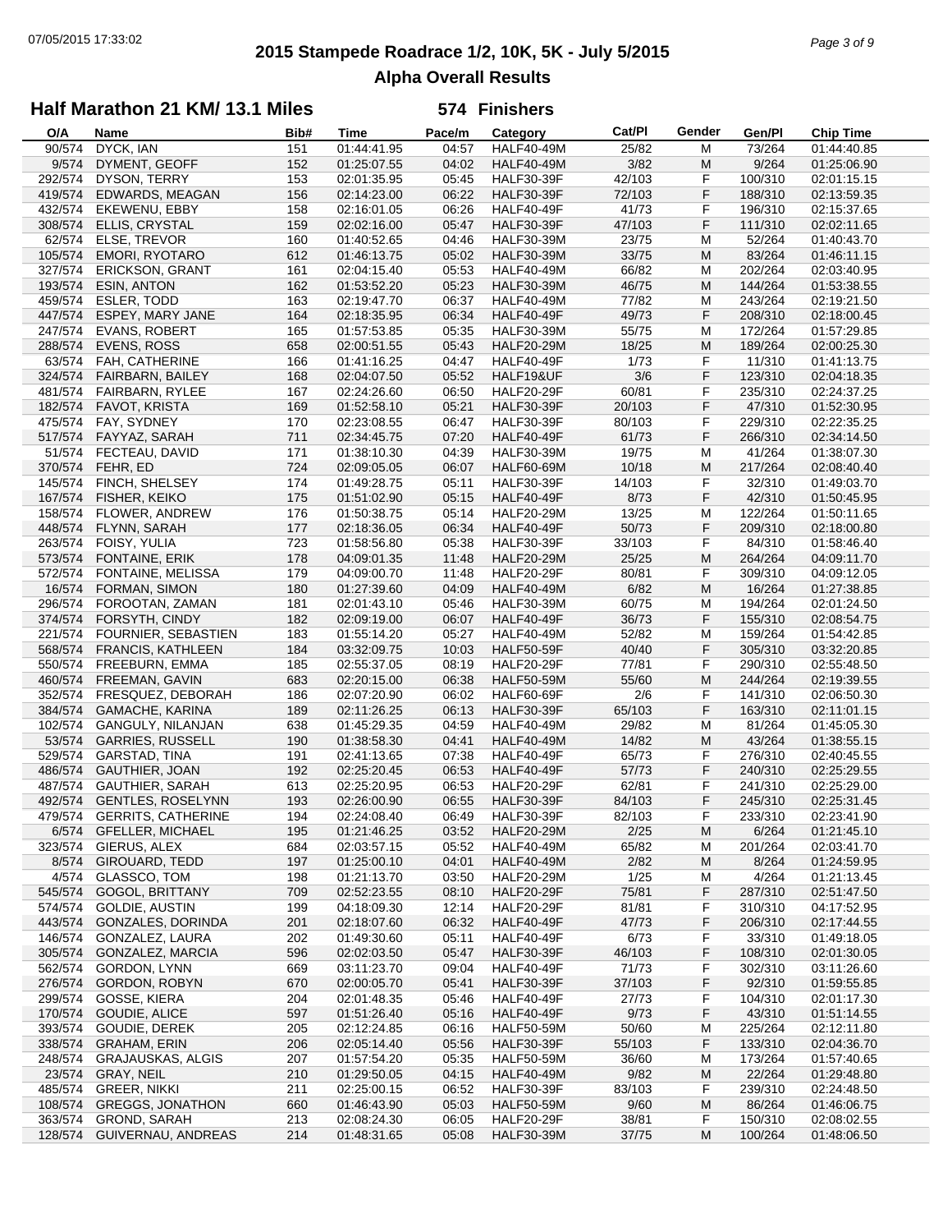# 2015 Stampede Roadrace 1/2, 10K, 5K - July 5/2015

## Alpha Overall Results

### Half Marathon 21 KM/ 13.1 Miles — 574 Finishers

| O/A | Name | Bib# | Time | Pace/m | Category | Cat/Pl | Gender | Gen/Pl | Chip Time |
|---|---|---|---|---|---|---|---|---|---|
| 90/574 | DYCK, IAN | 151 | 01:44:41.95 | 04:57 | HALF40-49M | 25/82 | M | 73/264 | 01:44:40.85 |
| 9/574 | DYMENT, GEOFF | 152 | 01:25:07.55 | 04:02 | HALF40-49M | 3/82 | M | 9/264 | 01:25:06.90 |
| 292/574 | DYSON, TERRY | 153 | 02:01:35.95 | 05:45 | HALF30-39F | 42/103 | F | 100/310 | 02:01:15.15 |
| 419/574 | EDWARDS, MEAGAN | 156 | 02:14:23.00 | 06:22 | HALF30-39F | 72/103 | F | 188/310 | 02:13:59.35 |
| 432/574 | EKEWENU, EBBY | 158 | 02:16:01.05 | 06:26 | HALF40-49F | 41/73 | F | 196/310 | 02:15:37.65 |
| 308/574 | ELLIS, CRYSTAL | 159 | 02:02:16.00 | 05:47 | HALF30-39F | 47/103 | F | 111/310 | 02:02:11.65 |
| 62/574 | ELSE, TREVOR | 160 | 01:40:52.65 | 04:46 | HALF30-39M | 23/75 | M | 52/264 | 01:40:43.70 |
| 105/574 | EMORI, RYOTARO | 612 | 01:46:13.75 | 05:02 | HALF30-39M | 33/75 | M | 83/264 | 01:46:11.15 |
| 327/574 | ERICKSON, GRANT | 161 | 02:04:15.40 | 05:53 | HALF40-49M | 66/82 | M | 202/264 | 02:03:40.95 |
| 193/574 | ESIN, ANTON | 162 | 01:53:52.20 | 05:23 | HALF30-39M | 46/75 | M | 144/264 | 01:53:38.55 |
| 459/574 | ESLER, TODD | 163 | 02:19:47.70 | 06:37 | HALF40-49M | 77/82 | M | 243/264 | 02:19:21.50 |
| 447/574 | ESPEY, MARY JANE | 164 | 02:18:35.95 | 06:34 | HALF40-49F | 49/73 | F | 208/310 | 02:18:00.45 |
| 247/574 | EVANS, ROBERT | 165 | 01:57:53.85 | 05:35 | HALF30-39M | 55/75 | M | 172/264 | 01:57:29.85 |
| 288/574 | EVENS, ROSS | 658 | 02:00:51.55 | 05:43 | HALF20-29M | 18/25 | M | 189/264 | 02:00:25.30 |
| 63/574 | FAH, CATHERINE | 166 | 01:41:16.25 | 04:47 | HALF40-49F | 1/73 | F | 11/310 | 01:41:13.75 |
| 324/574 | FAIRBARN, BAILEY | 168 | 02:04:07.50 | 05:52 | HALF19&UF | 3/6 | F | 123/310 | 02:04:18.35 |
| 481/574 | FAIRBARN, RYLEE | 167 | 02:24:26.60 | 06:50 | HALF20-29F | 60/81 | F | 235/310 | 02:24:37.25 |
| 182/574 | FAVOT, KRISTA | 169 | 01:52:58.10 | 05:21 | HALF30-39F | 20/103 | F | 47/310 | 01:52:30.95 |
| 475/574 | FAY, SYDNEY | 170 | 02:23:08.55 | 06:47 | HALF30-39F | 80/103 | F | 229/310 | 02:22:35.25 |
| 517/574 | FAYYAZ, SARAH | 711 | 02:34:45.75 | 07:20 | HALF40-49F | 61/73 | F | 266/310 | 02:34:14.50 |
| 51/574 | FECTEAU, DAVID | 171 | 01:38:10.30 | 04:39 | HALF30-39M | 19/75 | M | 41/264 | 01:38:07.30 |
| 370/574 | FEHR, ED | 724 | 02:09:05.05 | 06:07 | HALF60-69M | 10/18 | M | 217/264 | 02:08:40.40 |
| 145/574 | FINCH, SHELSEY | 174 | 01:49:28.75 | 05:11 | HALF30-39F | 14/103 | F | 32/310 | 01:49:03.70 |
| 167/574 | FISHER, KEIKO | 175 | 01:51:02.90 | 05:15 | HALF40-49F | 8/73 | F | 42/310 | 01:50:45.95 |
| 158/574 | FLOWER, ANDREW | 176 | 01:50:38.75 | 05:14 | HALF20-29M | 13/25 | M | 122/264 | 01:50:11.65 |
| 448/574 | FLYNN, SARAH | 177 | 02:18:36.05 | 06:34 | HALF40-49F | 50/73 | F | 209/310 | 02:18:00.80 |
| 263/574 | FOISY, YULIA | 723 | 01:58:56.80 | 05:38 | HALF30-39F | 33/103 | F | 84/310 | 01:58:46.40 |
| 573/574 | FONTAINE, ERIK | 178 | 04:09:01.35 | 11:48 | HALF20-29M | 25/25 | M | 264/264 | 04:09:11.70 |
| 572/574 | FONTAINE, MELISSA | 179 | 04:09:00.70 | 11:48 | HALF20-29F | 80/81 | F | 309/310 | 04:09:12.05 |
| 16/574 | FORMAN, SIMON | 180 | 01:27:39.60 | 04:09 | HALF40-49M | 6/82 | M | 16/264 | 01:27:38.85 |
| 296/574 | FOROOTAN, ZAMAN | 181 | 02:01:43.10 | 05:46 | HALF30-39M | 60/75 | M | 194/264 | 02:01:24.50 |
| 374/574 | FORSYTH, CINDY | 182 | 02:09:19.00 | 06:07 | HALF40-49F | 36/73 | F | 155/310 | 02:08:54.75 |
| 221/574 | FOURNIER, SEBASTIEN | 183 | 01:55:14.20 | 05:27 | HALF40-49M | 52/82 | M | 159/264 | 01:54:42.85 |
| 568/574 | FRANCIS, KATHLEEN | 184 | 03:32:09.75 | 10:03 | HALF50-59F | 40/40 | F | 305/310 | 03:32:20.85 |
| 550/574 | FREEBURN, EMMA | 185 | 02:55:37.05 | 08:19 | HALF20-29F | 77/81 | F | 290/310 | 02:55:48.50 |
| 460/574 | FREEMAN, GAVIN | 683 | 02:20:15.00 | 06:38 | HALF50-59M | 55/60 | M | 244/264 | 02:19:39.55 |
| 352/574 | FRESQUEZ, DEBORAH | 186 | 02:07:20.90 | 06:02 | HALF60-69F | 2/6 | F | 141/310 | 02:06:50.30 |
| 384/574 | GAMACHE, KARINA | 189 | 02:11:26.25 | 06:13 | HALF30-39F | 65/103 | F | 163/310 | 02:11:01.15 |
| 102/574 | GANGULY, NILANJAN | 638 | 01:45:29.35 | 04:59 | HALF40-49M | 29/82 | M | 81/264 | 01:45:05.30 |
| 53/574 | GARRIES, RUSSELL | 190 | 01:38:58.30 | 04:41 | HALF40-49M | 14/82 | M | 43/264 | 01:38:55.15 |
| 529/574 | GARSTAD, TINA | 191 | 02:41:13.65 | 07:38 | HALF40-49F | 65/73 | F | 276/310 | 02:40:45.55 |
| 486/574 | GAUTHIER, JOAN | 192 | 02:25:20.45 | 06:53 | HALF40-49F | 57/73 | F | 240/310 | 02:25:29.55 |
| 487/574 | GAUTHIER, SARAH | 613 | 02:25:20.95 | 06:53 | HALF20-29F | 62/81 | F | 241/310 | 02:25:29.00 |
| 492/574 | GENTLES, ROSELYNN | 193 | 02:26:00.90 | 06:55 | HALF30-39F | 84/103 | F | 245/310 | 02:25:31.45 |
| 479/574 | GERRITS, CATHERINE | 194 | 02:24:08.40 | 06:49 | HALF30-39F | 82/103 | F | 233/310 | 02:23:41.90 |
| 6/574 | GFELLER, MICHAEL | 195 | 01:21:46.25 | 03:52 | HALF20-29M | 2/25 | M | 6/264 | 01:21:45.10 |
| 323/574 | GIERUS, ALEX | 684 | 02:03:57.15 | 05:52 | HALF40-49M | 65/82 | M | 201/264 | 02:03:41.70 |
| 8/574 | GIROUARD, TEDD | 197 | 01:25:00.10 | 04:01 | HALF40-49M | 2/82 | M | 8/264 | 01:24:59.95 |
| 4/574 | GLASSCO, TOM | 198 | 01:21:13.70 | 03:50 | HALF20-29M | 1/25 | M | 4/264 | 01:21:13.45 |
| 545/574 | GOGOL, BRITTANY | 709 | 02:52:23.55 | 08:10 | HALF20-29F | 75/81 | F | 287/310 | 02:51:47.50 |
| 574/574 | GOLDIE, AUSTIN | 199 | 04:18:09.30 | 12:14 | HALF20-29F | 81/81 | F | 310/310 | 04:17:52.95 |
| 443/574 | GONZALES, DORINDA | 201 | 02:18:07.60 | 06:32 | HALF40-49F | 47/73 | F | 206/310 | 02:17:44.55 |
| 146/574 | GONZALEZ, LAURA | 202 | 01:49:30.60 | 05:11 | HALF40-49F | 6/73 | F | 33/310 | 01:49:18.05 |
| 305/574 | GONZALEZ, MARCIA | 596 | 02:02:03.50 | 05:47 | HALF30-39F | 46/103 | F | 108/310 | 02:01:30.05 |
| 562/574 | GORDON, LYNN | 669 | 03:11:23.70 | 09:04 | HALF40-49F | 71/73 | F | 302/310 | 03:11:26.60 |
| 276/574 | GORDON, ROBYN | 670 | 02:00:05.70 | 05:41 | HALF30-39F | 37/103 | F | 92/310 | 01:59:55.85 |
| 299/574 | GOSSE, KIERA | 204 | 02:01:48.35 | 05:46 | HALF40-49F | 27/73 | F | 104/310 | 02:01:17.30 |
| 170/574 | GOUDIE, ALICE | 597 | 01:51:26.40 | 05:16 | HALF40-49F | 9/73 | F | 43/310 | 01:51:14.55 |
| 393/574 | GOUDIE, DEREK | 205 | 02:12:24.85 | 06:16 | HALF50-59M | 50/60 | M | 225/264 | 02:12:11.80 |
| 338/574 | GRAHAM, ERIN | 206 | 02:05:14.40 | 05:56 | HALF30-39F | 55/103 | F | 133/310 | 02:04:36.70 |
| 248/574 | GRAJAUSKAS, ALGIS | 207 | 01:57:54.20 | 05:35 | HALF50-59M | 36/60 | M | 173/264 | 01:57:40.65 |
| 23/574 | GRAY, NEIL | 210 | 01:29:50.05 | 04:15 | HALF40-49M | 9/82 | M | 22/264 | 01:29:48.80 |
| 485/574 | GREER, NIKKI | 211 | 02:25:00.15 | 06:52 | HALF30-39F | 83/103 | F | 239/310 | 02:24:48.50 |
| 108/574 | GREGGS, JONATHON | 660 | 01:46:43.90 | 05:03 | HALF50-59M | 9/60 | M | 86/264 | 01:46:06.75 |
| 363/574 | GROND, SARAH | 213 | 02:08:24.30 | 06:05 | HALF20-29F | 38/81 | F | 150/310 | 02:08:02.55 |
| 128/574 | GUIVERNAU, ANDREAS | 214 | 01:48:31.65 | 05:08 | HALF30-39M | 37/75 | M | 100/264 | 01:48:06.50 |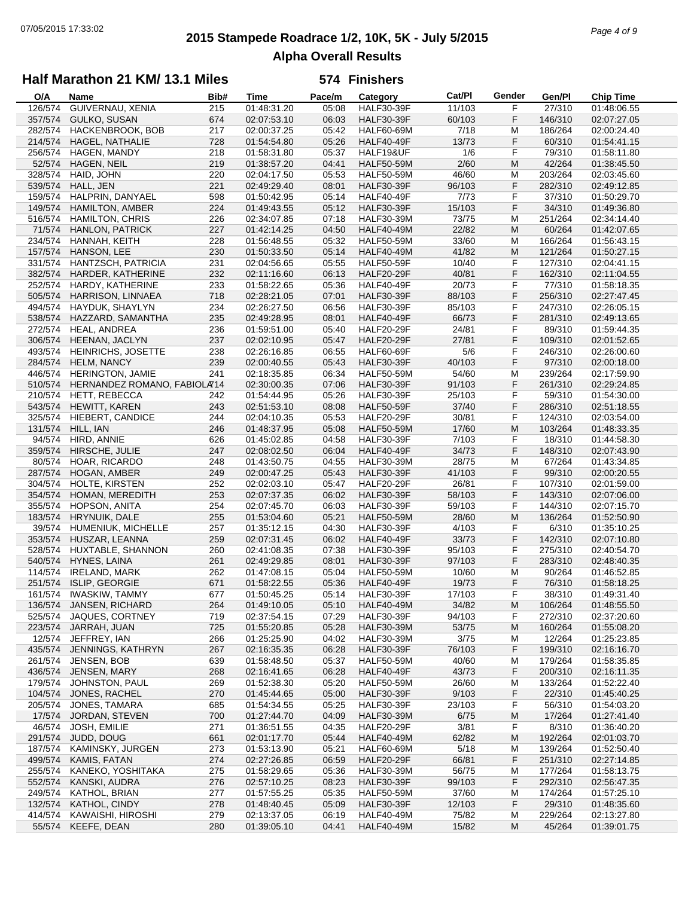# 2015 Stampede Roadrace 1/2, 10K, 5K - July 5/2015

## Alpha Overall Results

### Half Marathon 21 KM/ 13.1 Miles — 574 Finishers

| O/A | Name | Bib# | Time | Pace/m | Category | Cat/Pl | Gender | Gen/Pl | Chip Time |
|---|---|---|---|---|---|---|---|---|---|
| 126/574 | GUIVERNAU, XENIA | 215 | 01:48:31.20 | 05:08 | HALF30-39F | 11/103 | F | 27/310 | 01:48:06.55 |
| 357/574 | GULKO, SUSAN | 674 | 02:07:53.10 | 06:03 | HALF30-39F | 60/103 | F | 146/310 | 02:07:27.05 |
| 282/574 | HACKENBROOK, BOB | 217 | 02:00:37.25 | 05:42 | HALF60-69M | 7/18 | M | 186/264 | 02:00:24.40 |
| 214/574 | HAGEL, NATHALIE | 728 | 01:54:54.80 | 05:26 | HALF40-49F | 13/73 | F | 60/310 | 01:54:41.15 |
| 256/574 | HAGEN, MANDY | 218 | 01:58:31.80 | 05:37 | HALF19&UF | 1/6 | F | 79/310 | 01:58:11.80 |
| 52/574 | HAGEN, NEIL | 219 | 01:38:57.20 | 04:41 | HALF50-59M | 2/60 | M | 42/264 | 01:38:45.50 |
| 328/574 | HAID, JOHN | 220 | 02:04:17.50 | 05:53 | HALF50-59M | 46/60 | M | 203/264 | 02:03:45.60 |
| 539/574 | HALL, JEN | 221 | 02:49:29.40 | 08:01 | HALF30-39F | 96/103 | F | 282/310 | 02:49:12.85 |
| 159/574 | HALPRIN, DANYAEL | 598 | 01:50:42.95 | 05:14 | HALF40-49F | 7/73 | F | 37/310 | 01:50:29.70 |
| 149/574 | HAMILTON, AMBER | 224 | 01:49:43.55 | 05:12 | HALF30-39F | 15/103 | F | 34/310 | 01:49:36.80 |
| 516/574 | HAMILTON, CHRIS | 226 | 02:34:07.85 | 07:18 | HALF30-39M | 73/75 | M | 251/264 | 02:34:14.40 |
| 71/574 | HANLON, PATRICK | 227 | 01:42:14.25 | 04:50 | HALF40-49M | 22/82 | M | 60/264 | 01:42:07.65 |
| 234/574 | HANNAH, KEITH | 228 | 01:56:48.55 | 05:32 | HALF50-59M | 33/60 | M | 166/264 | 01:56:43.15 |
| 157/574 | HANSON, LEE | 230 | 01:50:33.50 | 05:14 | HALF40-49M | 41/82 | M | 121/264 | 01:50:27.15 |
| 331/574 | HANTZSCH, PATRICIA | 231 | 02:04:56.65 | 05:55 | HALF50-59F | 10/40 | F | 127/310 | 02:04:41.15 |
| 382/574 | HARDER, KATHERINE | 232 | 02:11:16.60 | 06:13 | HALF20-29F | 40/81 | F | 162/310 | 02:11:04.55 |
| 252/574 | HARDY, KATHERINE | 233 | 01:58:22.65 | 05:36 | HALF40-49F | 20/73 | F | 77/310 | 01:58:18.35 |
| 505/574 | HARRISON, LINNAEA | 718 | 02:28:21.05 | 07:01 | HALF30-39F | 88/103 | F | 256/310 | 02:27:47.45 |
| 494/574 | HAYDUK, SHAYLYN | 234 | 02:26:27.50 | 06:56 | HALF30-39F | 85/103 | F | 247/310 | 02:26:05.15 |
| 538/574 | HAZZARD, SAMANTHA | 235 | 02:49:28.95 | 08:01 | HALF40-49F | 66/73 | F | 281/310 | 02:49:13.65 |
| 272/574 | HEAL, ANDREA | 236 | 01:59:51.00 | 05:40 | HALF20-29F | 24/81 | F | 89/310 | 01:59:44.35 |
| 306/574 | HEENAN, JACLYN | 237 | 02:02:10.95 | 05:47 | HALF20-29F | 27/81 | F | 109/310 | 02:01:52.65 |
| 493/574 | HEINRICHS, JOSETTE | 238 | 02:26:16.85 | 06:55 | HALF60-69F | 5/6 | F | 246/310 | 02:26:00.60 |
| 284/574 | HELM, NANCY | 239 | 02:00:40.55 | 05:43 | HALF30-39F | 40/103 | F | 97/310 | 02:00:18.00 |
| 446/574 | HERINGTON, JAMIE | 241 | 02:18:35.85 | 06:34 | HALF50-59M | 54/60 | M | 239/264 | 02:17:59.90 |
| 510/574 | HERNANDEZ ROMANO, FABIOLA | 714 | 02:30:00.35 | 07:06 | HALF30-39F | 91/103 | F | 261/310 | 02:29:24.85 |
| 210/574 | HETT, REBECCA | 242 | 01:54:44.95 | 05:26 | HALF30-39F | 25/103 | F | 59/310 | 01:54:30.00 |
| 543/574 | HEWITT, KAREN | 243 | 02:51:53.10 | 08:08 | HALF50-59F | 37/40 | F | 286/310 | 02:51:18.55 |
| 325/574 | HIEBERT, CANDICE | 244 | 02:04:10.35 | 05:53 | HALF20-29F | 30/81 | F | 124/310 | 02:03:54.00 |
| 131/574 | HILL, IAN | 246 | 01:48:37.95 | 05:08 | HALF50-59M | 17/60 | M | 103/264 | 01:48:33.35 |
| 94/574 | HIRD, ANNIE | 626 | 01:45:02.85 | 04:58 | HALF30-39F | 7/103 | F | 18/310 | 01:44:58.30 |
| 359/574 | HIRSCHE, JULIE | 247 | 02:08:02.50 | 06:04 | HALF40-49F | 34/73 | F | 148/310 | 02:07:43.90 |
| 80/574 | HOAR, RICARDO | 248 | 01:43:50.75 | 04:55 | HALF30-39M | 28/75 | M | 67/264 | 01:43:34.85 |
| 287/574 | HOGAN, AMBER | 249 | 02:00:47.25 | 05:43 | HALF30-39F | 41/103 | F | 99/310 | 02:00:20.55 |
| 304/574 | HOLTE, KIRSTEN | 252 | 02:02:03.10 | 05:47 | HALF20-29F | 26/81 | F | 107/310 | 02:01:59.00 |
| 354/574 | HOMAN, MEREDITH | 253 | 02:07:37.35 | 06:02 | HALF30-39F | 58/103 | F | 143/310 | 02:07:06.00 |
| 355/574 | HOPSON, ANITA | 254 | 02:07:45.70 | 06:03 | HALF30-39F | 59/103 | F | 144/310 | 02:07:15.70 |
| 183/574 | HRYNUIK, DALE | 255 | 01:53:04.60 | 05:21 | HALF50-59M | 28/60 | M | 136/264 | 01:52:50.90 |
| 39/574 | HUMENIUK, MICHELLE | 257 | 01:35:12.15 | 04:30 | HALF30-39F | 4/103 | F | 6/310 | 01:35:10.25 |
| 353/574 | HUSZAR, LEANNA | 259 | 02:07:31.45 | 06:02 | HALF40-49F | 33/73 | F | 142/310 | 02:07:10.80 |
| 528/574 | HUXTABLE, SHANNON | 260 | 02:41:08.35 | 07:38 | HALF30-39F | 95/103 | F | 275/310 | 02:40:54.70 |
| 540/574 | HYNES, LAINA | 261 | 02:49:29.85 | 08:01 | HALF30-39F | 97/103 | F | 283/310 | 02:48:40.35 |
| 114/574 | IRELAND, MARK | 262 | 01:47:08.15 | 05:04 | HALF50-59M | 10/60 | M | 90/264 | 01:46:52.85 |
| 251/574 | ISLIP, GEORGIE | 671 | 01:58:22.55 | 05:36 | HALF40-49F | 19/73 | F | 76/310 | 01:58:18.25 |
| 161/574 | IWASKIW, TAMMY | 677 | 01:50:45.25 | 05:14 | HALF30-39F | 17/103 | F | 38/310 | 01:49:31.40 |
| 136/574 | JANSEN, RICHARD | 264 | 01:49:10.05 | 05:10 | HALF40-49M | 34/82 | M | 106/264 | 01:48:55.50 |
| 525/574 | JAQUES, CORTNEY | 719 | 02:37:54.15 | 07:29 | HALF30-39F | 94/103 | F | 272/310 | 02:37:20.60 |
| 223/574 | JARRAH, JUAN | 725 | 01:55:20.85 | 05:28 | HALF30-39M | 53/75 | M | 160/264 | 01:55:08.20 |
| 12/574 | JEFFREY, IAN | 266 | 01:25:25.90 | 04:02 | HALF30-39M | 3/75 | M | 12/264 | 01:25:23.85 |
| 435/574 | JENNINGS, KATHRYN | 267 | 02:16:35.35 | 06:28 | HALF30-39F | 76/103 | F | 199/310 | 02:16:16.70 |
| 261/574 | JENSEN, BOB | 639 | 01:58:48.50 | 05:37 | HALF50-59M | 40/60 | M | 179/264 | 01:58:35.85 |
| 436/574 | JENSEN, MARY | 268 | 02:16:41.65 | 06:28 | HALF40-49F | 43/73 | F | 200/310 | 02:16:11.35 |
| 179/574 | JOHNSTON, PAUL | 269 | 01:52:38.30 | 05:20 | HALF50-59M | 26/60 | M | 133/264 | 01:52:22.40 |
| 104/574 | JONES, RACHEL | 270 | 01:45:44.65 | 05:00 | HALF30-39F | 9/103 | F | 22/310 | 01:45:40.25 |
| 205/574 | JONES, TAMARA | 685 | 01:54:34.55 | 05:25 | HALF30-39F | 23/103 | F | 56/310 | 01:54:03.20 |
| 17/574 | JORDAN, STEVEN | 700 | 01:27:44.70 | 04:09 | HALF30-39M | 6/75 | M | 17/264 | 01:27:41.40 |
| 46/574 | JOSH, EMILIE | 271 | 01:36:51.55 | 04:35 | HALF20-29F | 3/81 | F | 8/310 | 01:36:40.20 |
| 291/574 | JUDD, DOUG | 661 | 02:01:17.70 | 05:44 | HALF40-49M | 62/82 | M | 192/264 | 02:01:03.70 |
| 187/574 | KAMINSKY, JURGEN | 273 | 01:53:13.90 | 05:21 | HALF60-69M | 5/18 | M | 139/264 | 01:52:50.40 |
| 499/574 | KAMIS, FATAN | 274 | 02:27:26.85 | 06:59 | HALF20-29F | 66/81 | F | 251/310 | 02:27:14.85 |
| 255/574 | KANEKO, YOSHITAKA | 275 | 01:58:29.65 | 05:36 | HALF30-39M | 56/75 | M | 177/264 | 01:58:13.75 |
| 552/574 | KANSKI, AUDRA | 276 | 02:57:10.25 | 08:23 | HALF30-39F | 99/103 | F | 292/310 | 02:56:47.35 |
| 249/574 | KATHOL, BRIAN | 277 | 01:57:55.25 | 05:35 | HALF50-59M | 37/60 | M | 174/264 | 01:57:25.10 |
| 132/574 | KATHOL, CINDY | 278 | 01:48:40.45 | 05:09 | HALF30-39F | 12/103 | F | 29/310 | 01:48:35.60 |
| 414/574 | KAWAISHI, HIROSHI | 279 | 02:13:37.05 | 06:19 | HALF40-49M | 75/82 | M | 229/264 | 02:13:27.80 |
| 55/574 | KEEFE, DEAN | 280 | 01:39:05.10 | 04:41 | HALF40-49M | 15/82 | M | 45/264 | 01:39:01.75 |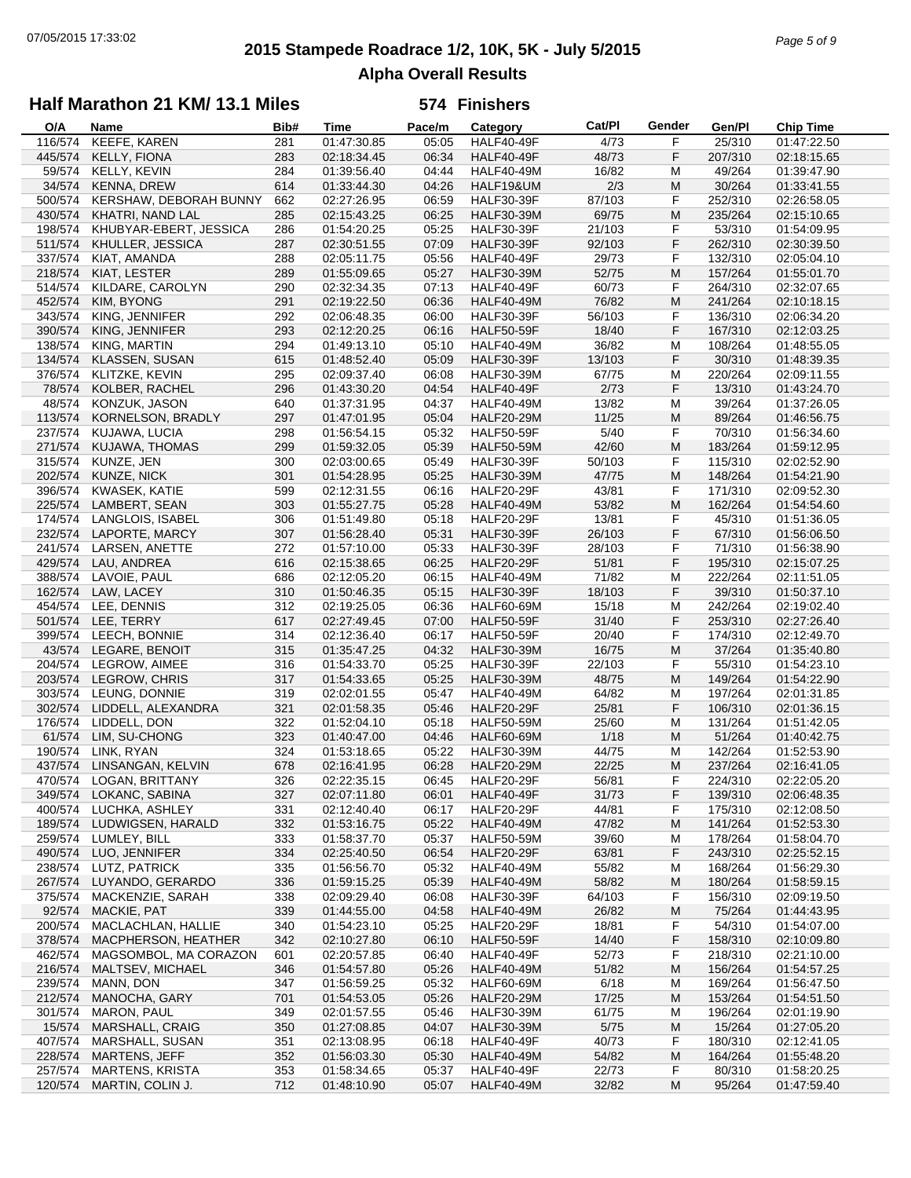# 2015 Stampede Roadrace 1/2, 10K, 5K - July 5/2015

## Alpha Overall Results

### Half Marathon 21 KM/ 13.1 Miles — 574 Finishers

| O/A | Name | Bib# | Time | Pace/m | Category | Cat/Pl | Gender | Gen/Pl | Chip Time |
|---|---|---|---|---|---|---|---|---|---|
| 116/574 | KEEFE, KAREN | 281 | 01:47:30.85 | 05:05 | HALF40-49F | 4/73 | F | 25/310 | 01:47:22.50 |
| 445/574 | KELLY, FIONA | 283 | 02:18:34.45 | 06:34 | HALF40-49F | 48/73 | F | 207/310 | 02:18:15.65 |
| 59/574 | KELLY, KEVIN | 284 | 01:39:56.40 | 04:44 | HALF40-49M | 16/82 | M | 49/264 | 01:39:47.90 |
| 34/574 | KENNA, DREW | 614 | 01:33:44.30 | 04:26 | HALF19&UM | 2/3 | M | 30/264 | 01:33:41.55 |
| 500/574 | KERSHAW, DEBORAH BUNNY | 662 | 02:27:26.95 | 06:59 | HALF30-39F | 87/103 | F | 252/310 | 02:26:58.05 |
| 430/574 | KHATRI, NAND LAL | 285 | 02:15:43.25 | 06:25 | HALF30-39M | 69/75 | M | 235/264 | 02:15:10.65 |
| 198/574 | KHUBYAR-EBERT, JESSICA | 286 | 01:54:20.25 | 05:25 | HALF30-39F | 21/103 | F | 53/310 | 01:54:09.95 |
| 511/574 | KHULLER, JESSICA | 287 | 02:30:51.55 | 07:09 | HALF30-39F | 92/103 | F | 262/310 | 02:30:39.50 |
| 337/574 | KIAT, AMANDA | 288 | 02:05:11.75 | 05:56 | HALF40-49F | 29/73 | F | 132/310 | 02:05:04.10 |
| 218/574 | KIAT, LESTER | 289 | 01:55:09.65 | 05:27 | HALF30-39M | 52/75 | M | 157/264 | 01:55:01.70 |
| 514/574 | KILDARE, CAROLYN | 290 | 02:32:34.35 | 07:13 | HALF40-49F | 60/73 | F | 264/310 | 02:32:07.65 |
| 452/574 | KIM, BYONG | 291 | 02:19:22.50 | 06:36 | HALF40-49M | 76/82 | M | 241/264 | 02:10:18.15 |
| 343/574 | KING, JENNIFER | 292 | 02:06:48.35 | 06:00 | HALF30-39F | 56/103 | F | 136/310 | 02:06:34.20 |
| 390/574 | KING, JENNIFER | 293 | 02:12:20.25 | 06:16 | HALF50-59F | 18/40 | F | 167/310 | 02:12:03.25 |
| 138/574 | KING, MARTIN | 294 | 01:49:13.10 | 05:10 | HALF40-49M | 36/82 | M | 108/264 | 01:48:55.05 |
| 134/574 | KLASSEN, SUSAN | 615 | 01:48:52.40 | 05:09 | HALF30-39F | 13/103 | F | 30/310 | 01:48:39.35 |
| 376/574 | KLITZKE, KEVIN | 295 | 02:09:37.40 | 06:08 | HALF30-39M | 67/75 | M | 220/264 | 02:09:11.55 |
| 78/574 | KOLBER, RACHEL | 296 | 01:43:30.20 | 04:54 | HALF40-49F | 2/73 | F | 13/310 | 01:43:24.70 |
| 48/574 | KONZUK, JASON | 640 | 01:37:31.95 | 04:37 | HALF40-49M | 13/82 | M | 39/264 | 01:37:26.05 |
| 113/574 | KORNELSON, BRADLY | 297 | 01:47:01.95 | 05:04 | HALF20-29M | 11/25 | M | 89/264 | 01:46:56.75 |
| 237/574 | KUJAWA, LUCIA | 298 | 01:56:54.15 | 05:32 | HALF50-59F | 5/40 | F | 70/310 | 01:56:34.60 |
| 271/574 | KUJAWA, THOMAS | 299 | 01:59:32.05 | 05:39 | HALF50-59M | 42/60 | M | 183/264 | 01:59:12.95 |
| 315/574 | KUNZE, JEN | 300 | 02:03:00.65 | 05:49 | HALF30-39F | 50/103 | F | 115/310 | 02:02:52.90 |
| 202/574 | KUNZE, NICK | 301 | 01:54:28.95 | 05:25 | HALF30-39M | 47/75 | M | 148/264 | 01:54:21.90 |
| 396/574 | KWASEK, KATIE | 599 | 02:12:31.55 | 06:16 | HALF20-29F | 43/81 | F | 171/310 | 02:09:52.30 |
| 225/574 | LAMBERT, SEAN | 303 | 01:55:27.75 | 05:28 | HALF40-49M | 53/82 | M | 162/264 | 01:54:54.60 |
| 174/574 | LANGLOIS, ISABEL | 306 | 01:51:49.80 | 05:18 | HALF20-29F | 13/81 | F | 45/310 | 01:51:36.05 |
| 232/574 | LAPORTE, MARCY | 307 | 01:56:28.40 | 05:31 | HALF30-39F | 26/103 | F | 67/310 | 01:56:06.50 |
| 241/574 | LARSEN, ANETTE | 272 | 01:57:10.00 | 05:33 | HALF30-39F | 28/103 | F | 71/310 | 01:56:38.90 |
| 429/574 | LAU, ANDREA | 616 | 02:15:38.65 | 06:25 | HALF20-29F | 51/81 | F | 195/310 | 02:15:07.25 |
| 388/574 | LAVOIE, PAUL | 686 | 02:12:05.20 | 06:15 | HALF40-49M | 71/82 | M | 222/264 | 02:11:51.05 |
| 162/574 | LAW, LACEY | 310 | 01:50:46.35 | 05:15 | HALF30-39F | 18/103 | F | 39/310 | 01:50:37.10 |
| 454/574 | LEE, DENNIS | 312 | 02:19:25.05 | 06:36 | HALF60-69M | 15/18 | M | 242/264 | 02:19:02.40 |
| 501/574 | LEE, TERRY | 617 | 02:27:49.45 | 07:00 | HALF50-59F | 31/40 | F | 253/310 | 02:27:26.40 |
| 399/574 | LEECH, BONNIE | 314 | 02:12:36.40 | 06:17 | HALF50-59F | 20/40 | F | 174/310 | 02:12:49.70 |
| 43/574 | LEGARE, BENOIT | 315 | 01:35:47.25 | 04:32 | HALF30-39M | 16/75 | M | 37/264 | 01:35:40.80 |
| 204/574 | LEGROW, AIMEE | 316 | 01:54:33.70 | 05:25 | HALF30-39F | 22/103 | F | 55/310 | 01:54:23.10 |
| 203/574 | LEGROW, CHRIS | 317 | 01:54:33.65 | 05:25 | HALF30-39M | 48/75 | M | 149/264 | 01:54:22.90 |
| 303/574 | LEUNG, DONNIE | 319 | 02:02:01.55 | 05:47 | HALF40-49M | 64/82 | M | 197/264 | 02:01:31.85 |
| 302/574 | LIDDELL, ALEXANDRA | 321 | 02:01:58.35 | 05:46 | HALF20-29F | 25/81 | F | 106/310 | 02:01:36.15 |
| 176/574 | LIDDELL, DON | 322 | 01:52:04.10 | 05:18 | HALF50-59M | 25/60 | M | 131/264 | 01:51:42.05 |
| 61/574 | LIM, SU-CHONG | 323 | 01:40:47.00 | 04:46 | HALF60-69M | 1/18 | M | 51/264 | 01:40:42.75 |
| 190/574 | LINK, RYAN | 324 | 01:53:18.65 | 05:22 | HALF30-39M | 44/75 | M | 142/264 | 01:52:53.90 |
| 437/574 | LINSANGAN, KELVIN | 678 | 02:16:41.95 | 06:28 | HALF20-29M | 22/25 | M | 237/264 | 02:16:41.05 |
| 470/574 | LOGAN, BRITTANY | 326 | 02:22:35.15 | 06:45 | HALF20-29F | 56/81 | F | 224/310 | 02:22:05.20 |
| 349/574 | LOKANC, SABINA | 327 | 02:07:11.80 | 06:01 | HALF40-49F | 31/73 | F | 139/310 | 02:06:48.35 |
| 400/574 | LUCHKA, ASHLEY | 331 | 02:12:40.40 | 06:17 | HALF20-29F | 44/81 | F | 175/310 | 02:12:08.50 |
| 189/574 | LUDWIGSEN, HARALD | 332 | 01:53:16.75 | 05:22 | HALF40-49M | 47/82 | M | 141/264 | 01:52:53.30 |
| 259/574 | LUMLEY, BILL | 333 | 01:58:37.70 | 05:37 | HALF50-59M | 39/60 | M | 178/264 | 01:58:04.70 |
| 490/574 | LUO, JENNIFER | 334 | 02:25:40.50 | 06:54 | HALF20-29F | 63/81 | F | 243/310 | 02:25:52.15 |
| 238/574 | LUTZ, PATRICK | 335 | 01:56:56.70 | 05:32 | HALF40-49M | 55/82 | M | 168/264 | 01:56:29.30 |
| 267/574 | LUYANDO, GERARDO | 336 | 01:59:15.25 | 05:39 | HALF40-49M | 58/82 | M | 180/264 | 01:58:59.15 |
| 375/574 | MACKENZIE, SARAH | 338 | 02:09:29.40 | 06:08 | HALF30-39F | 64/103 | F | 156/310 | 02:09:19.50 |
| 92/574 | MACKIE, PAT | 339 | 01:44:55.00 | 04:58 | HALF40-49M | 26/82 | M | 75/264 | 01:44:43.95 |
| 200/574 | MACLACHLAN, HALLIE | 340 | 01:54:23.10 | 05:25 | HALF20-29F | 18/81 | F | 54/310 | 01:54:07.00 |
| 378/574 | MACPHERSON, HEATHER | 342 | 02:10:27.80 | 06:10 | HALF50-59F | 14/40 | F | 158/310 | 02:10:09.80 |
| 462/574 | MAGSOMBOL, MA CORAZON | 601 | 02:20:57.85 | 06:40 | HALF40-49F | 52/73 | F | 218/310 | 02:21:10.00 |
| 216/574 | MALTSEV, MICHAEL | 346 | 01:54:57.80 | 05:26 | HALF40-49M | 51/82 | M | 156/264 | 01:54:57.25 |
| 239/574 | MANN, DON | 347 | 01:56:59.25 | 05:32 | HALF60-69M | 6/18 | M | 169/264 | 01:56:47.50 |
| 212/574 | MANOCHA, GARY | 701 | 01:54:53.05 | 05:26 | HALF20-29M | 17/25 | M | 153/264 | 01:54:51.50 |
| 301/574 | MARON, PAUL | 349 | 02:01:57.55 | 05:46 | HALF30-39M | 61/75 | M | 196/264 | 02:01:19.90 |
| 15/574 | MARSHALL, CRAIG | 350 | 01:27:08.85 | 04:07 | HALF30-39M | 5/75 | M | 15/264 | 01:27:05.20 |
| 407/574 | MARSHALL, SUSAN | 351 | 02:13:08.95 | 06:18 | HALF40-49F | 40/73 | F | 180/310 | 02:12:41.05 |
| 228/574 | MARTENS, JEFF | 352 | 01:56:03.30 | 05:30 | HALF40-49M | 54/82 | M | 164/264 | 01:55:48.20 |
| 257/574 | MARTENS, KRISTA | 353 | 01:58:34.65 | 05:37 | HALF40-49F | 22/73 | F | 80/310 | 01:58:20.25 |
| 120/574 | MARTIN, COLIN J. | 712 | 01:48:10.90 | 05:07 | HALF40-49M | 32/82 | M | 95/264 | 01:47:59.40 |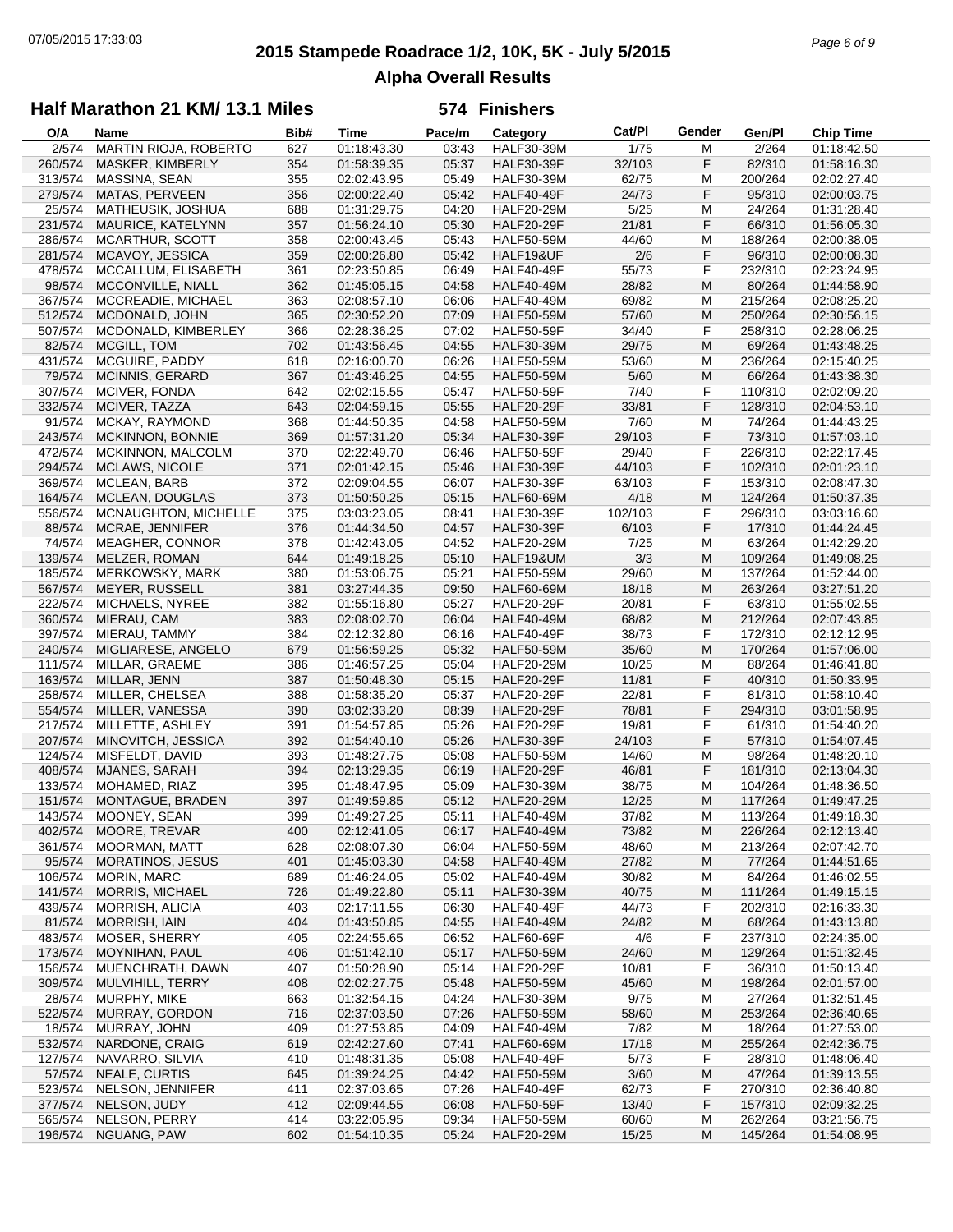# 2015 Stampede Roadrace 1/2, 10K, 5K - July 5/2015

## Alpha Overall Results

### Half Marathon 21 KM/ 13.1 Miles — 574 Finishers

| O/A | Name | Bib# | Time | Pace/m | Category | Cat/Pl | Gender | Gen/Pl | Chip Time |
|---|---|---|---|---|---|---|---|---|---|
| 2/574 | MARTIN RIOJA, ROBERTO | 627 | 01:18:43.30 | 03:43 | HALF30-39M | 1/75 | M | 2/264 | 01:18:42.50 |
| 260/574 | MASKER, KIMBERLY | 354 | 01:58:39.35 | 05:37 | HALF30-39F | 32/103 | F | 82/310 | 01:58:16.30 |
| 313/574 | MASSINA, SEAN | 355 | 02:02:43.95 | 05:49 | HALF30-39M | 62/75 | M | 200/264 | 02:02:27.40 |
| 279/574 | MATAS, PERVEEN | 356 | 02:00:22.40 | 05:42 | HALF40-49F | 24/73 | F | 95/310 | 02:00:03.75 |
| 25/574 | MATHEUSIK, JOSHUA | 688 | 01:31:29.75 | 04:20 | HALF20-29M | 5/25 | M | 24/264 | 01:31:28.40 |
| 231/574 | MAURICE, KATELYNN | 357 | 01:56:24.10 | 05:30 | HALF20-29F | 21/81 | F | 66/310 | 01:56:05.30 |
| 286/574 | MCARTHUR, SCOTT | 358 | 02:00:43.45 | 05:43 | HALF50-59M | 44/60 | M | 188/264 | 02:00:38.05 |
| 281/574 | MCAVOY, JESSICA | 359 | 02:00:26.80 | 05:42 | HALF19&UF | 2/6 | F | 96/310 | 02:00:08.30 |
| 478/574 | MCCALLUM, ELISABETH | 361 | 02:23:50.85 | 06:49 | HALF40-49F | 55/73 | F | 232/310 | 02:23:24.95 |
| 98/574 | MCCONVILLE, NIALL | 362 | 01:45:05.15 | 04:58 | HALF40-49M | 28/82 | M | 80/264 | 01:44:58.90 |
| 367/574 | MCCREADIE, MICHAEL | 363 | 02:08:57.10 | 06:06 | HALF40-49M | 69/82 | M | 215/264 | 02:08:25.20 |
| 512/574 | MCDONALD, JOHN | 365 | 02:30:52.20 | 07:09 | HALF50-59M | 57/60 | M | 250/264 | 02:30:56.15 |
| 507/574 | MCDONALD, KIMBERLEY | 366 | 02:28:36.25 | 07:02 | HALF50-59F | 34/40 | F | 258/310 | 02:28:06.25 |
| 82/574 | MCGILL, TOM | 702 | 01:43:56.45 | 04:55 | HALF30-39M | 29/75 | M | 69/264 | 01:43:48.25 |
| 431/574 | MCGUIRE, PADDY | 618 | 02:16:00.70 | 06:26 | HALF50-59M | 53/60 | M | 236/264 | 02:15:40.25 |
| 79/574 | MCINNIS, GERARD | 367 | 01:43:46.25 | 04:55 | HALF50-59M | 5/60 | M | 66/264 | 01:43:38.30 |
| 307/574 | MCIVER, FONDA | 642 | 02:02:15.55 | 05:47 | HALF50-59F | 7/40 | F | 110/310 | 02:02:09.20 |
| 332/574 | MCIVER, TAZZA | 643 | 02:04:59.15 | 05:55 | HALF20-29F | 33/81 | F | 128/310 | 02:04:53.10 |
| 91/574 | MCKAY, RAYMOND | 368 | 01:44:50.35 | 04:58 | HALF50-59M | 7/60 | M | 74/264 | 01:44:43.25 |
| 243/574 | MCKINNON, BONNIE | 369 | 01:57:31.20 | 05:34 | HALF30-39F | 29/103 | F | 73/310 | 01:57:03.10 |
| 472/574 | MCKINNON, MALCOLM | 370 | 02:22:49.70 | 06:46 | HALF50-59F | 29/40 | F | 226/310 | 02:22:17.45 |
| 294/574 | MCLAWS, NICOLE | 371 | 02:01:42.15 | 05:46 | HALF30-39F | 44/103 | F | 102/310 | 02:01:23.10 |
| 369/574 | MCLEAN, BARB | 372 | 02:09:04.55 | 06:07 | HALF30-39F | 63/103 | F | 153/310 | 02:08:47.30 |
| 164/574 | MCLEAN, DOUGLAS | 373 | 01:50:50.25 | 05:15 | HALF60-69M | 4/18 | M | 124/264 | 01:50:37.35 |
| 556/574 | MCNAUGHTON, MICHELLE | 375 | 03:03:23.05 | 08:41 | HALF30-39F | 102/103 | F | 296/310 | 03:03:16.60 |
| 88/574 | MCRAE, JENNIFER | 376 | 01:44:34.50 | 04:57 | HALF30-39F | 6/103 | F | 17/310 | 01:44:24.45 |
| 74/574 | MEAGHER, CONNOR | 378 | 01:42:43.05 | 04:52 | HALF20-29M | 7/25 | M | 63/264 | 01:42:29.20 |
| 139/574 | MELZER, ROMAN | 644 | 01:49:18.25 | 05:10 | HALF19&UM | 3/3 | M | 109/264 | 01:49:08.25 |
| 185/574 | MERKOWSKY, MARK | 380 | 01:53:06.75 | 05:21 | HALF50-59M | 29/60 | M | 137/264 | 01:52:44.00 |
| 567/574 | MEYER, RUSSELL | 381 | 03:27:44.35 | 09:50 | HALF60-69M | 18/18 | M | 263/264 | 03:27:51.20 |
| 222/574 | MICHAELS, NYREE | 382 | 01:55:16.80 | 05:27 | HALF20-29F | 20/81 | F | 63/310 | 01:55:02.55 |
| 360/574 | MIERAU, CAM | 383 | 02:08:02.70 | 06:04 | HALF40-49M | 68/82 | M | 212/264 | 02:07:43.85 |
| 397/574 | MIERAU, TAMMY | 384 | 02:12:32.80 | 06:16 | HALF40-49F | 38/73 | F | 172/310 | 02:12:12.95 |
| 240/574 | MIGLIARESE, ANGELO | 679 | 01:56:59.25 | 05:32 | HALF50-59M | 35/60 | M | 170/264 | 01:57:06.00 |
| 111/574 | MILLAR, GRAEME | 386 | 01:46:57.25 | 05:04 | HALF20-29M | 10/25 | M | 88/264 | 01:46:41.80 |
| 163/574 | MILLAR, JENN | 387 | 01:50:48.30 | 05:15 | HALF20-29F | 11/81 | F | 40/310 | 01:50:33.95 |
| 258/574 | MILLER, CHELSEA | 388 | 01:58:35.20 | 05:37 | HALF20-29F | 22/81 | F | 81/310 | 01:58:10.40 |
| 554/574 | MILLER, VANESSA | 390 | 03:02:33.20 | 08:39 | HALF20-29F | 78/81 | F | 294/310 | 03:01:58.95 |
| 217/574 | MILLETTE, ASHLEY | 391 | 01:54:57.85 | 05:26 | HALF20-29F | 19/81 | F | 61/310 | 01:54:40.20 |
| 207/574 | MINOVITCH, JESSICA | 392 | 01:54:40.10 | 05:26 | HALF30-39F | 24/103 | F | 57/310 | 01:54:07.45 |
| 124/574 | MISFELDT, DAVID | 393 | 01:48:27.75 | 05:08 | HALF50-59M | 14/60 | M | 98/264 | 01:48:20.10 |
| 408/574 | MJANES, SARAH | 394 | 02:13:29.35 | 06:19 | HALF20-29F | 46/81 | F | 181/310 | 02:13:04.30 |
| 133/574 | MOHAMED, RIAZ | 395 | 01:48:47.95 | 05:09 | HALF30-39M | 38/75 | M | 104/264 | 01:48:36.50 |
| 151/574 | MONTAGUE, BRADEN | 397 | 01:49:59.85 | 05:12 | HALF20-29M | 12/25 | M | 117/264 | 01:49:47.25 |
| 143/574 | MOONEY, SEAN | 399 | 01:49:27.25 | 05:11 | HALF40-49M | 37/82 | M | 113/264 | 01:49:18.30 |
| 402/574 | MOORE, TREVAR | 400 | 02:12:41.05 | 06:17 | HALF40-49M | 73/82 | M | 226/264 | 02:12:13.40 |
| 361/574 | MOORMAN, MATT | 628 | 02:08:07.30 | 06:04 | HALF50-59M | 48/60 | M | 213/264 | 02:07:42.70 |
| 95/574 | MORATINOS, JESUS | 401 | 01:45:03.30 | 04:58 | HALF40-49M | 27/82 | M | 77/264 | 01:44:51.65 |
| 106/574 | MORIN, MARC | 689 | 01:46:24.05 | 05:02 | HALF40-49M | 30/82 | M | 84/264 | 01:46:02.55 |
| 141/574 | MORRIS, MICHAEL | 726 | 01:49:22.80 | 05:11 | HALF30-39M | 40/75 | M | 111/264 | 01:49:15.15 |
| 439/574 | MORRISH, ALICIA | 403 | 02:17:11.55 | 06:30 | HALF40-49F | 44/73 | F | 202/310 | 02:16:33.30 |
| 81/574 | MORRISH, IAIN | 404 | 01:43:50.85 | 04:55 | HALF40-49M | 24/82 | M | 68/264 | 01:43:13.80 |
| 483/574 | MOSER, SHERRY | 405 | 02:24:55.65 | 06:52 | HALF60-69F | 4/6 | F | 237/310 | 02:24:35.00 |
| 173/574 | MOYNIHAN, PAUL | 406 | 01:51:42.10 | 05:17 | HALF50-59M | 24/60 | M | 129/264 | 01:51:32.45 |
| 156/574 | MUENCHRATH, DAWN | 407 | 01:50:28.90 | 05:14 | HALF20-29F | 10/81 | F | 36/310 | 01:50:13.40 |
| 309/574 | MULVIHILL, TERRY | 408 | 02:02:27.75 | 05:48 | HALF50-59M | 45/60 | M | 198/264 | 02:01:57.00 |
| 28/574 | MURPHY, MIKE | 663 | 01:32:54.15 | 04:24 | HALF30-39M | 9/75 | M | 27/264 | 01:32:51.45 |
| 522/574 | MURRAY, GORDON | 716 | 02:37:03.50 | 07:26 | HALF50-59M | 58/60 | M | 253/264 | 02:36:40.65 |
| 18/574 | MURRAY, JOHN | 409 | 01:27:53.85 | 04:09 | HALF40-49M | 7/82 | M | 18/264 | 01:27:53.00 |
| 532/574 | NARDONE, CRAIG | 619 | 02:42:27.60 | 07:41 | HALF60-69M | 17/18 | M | 255/264 | 02:42:36.75 |
| 127/574 | NAVARRO, SILVIA | 410 | 01:48:31.35 | 05:08 | HALF40-49F | 5/73 | F | 28/310 | 01:48:06.40 |
| 57/574 | NEALE, CURTIS | 645 | 01:39:24.25 | 04:42 | HALF50-59M | 3/60 | M | 47/264 | 01:39:13.55 |
| 523/574 | NELSON, JENNIFER | 411 | 02:37:03.65 | 07:26 | HALF40-49F | 62/73 | F | 270/310 | 02:36:40.80 |
| 377/574 | NELSON, JUDY | 412 | 02:09:44.55 | 06:08 | HALF50-59F | 13/40 | F | 157/310 | 02:09:32.25 |
| 565/574 | NELSON, PERRY | 414 | 03:22:05.95 | 09:34 | HALF50-59M | 60/60 | M | 262/264 | 03:21:56.75 |
| 196/574 | NGUANG, PAW | 602 | 01:54:10.35 | 05:24 | HALF20-29M | 15/25 | M | 145/264 | 01:54:08.95 |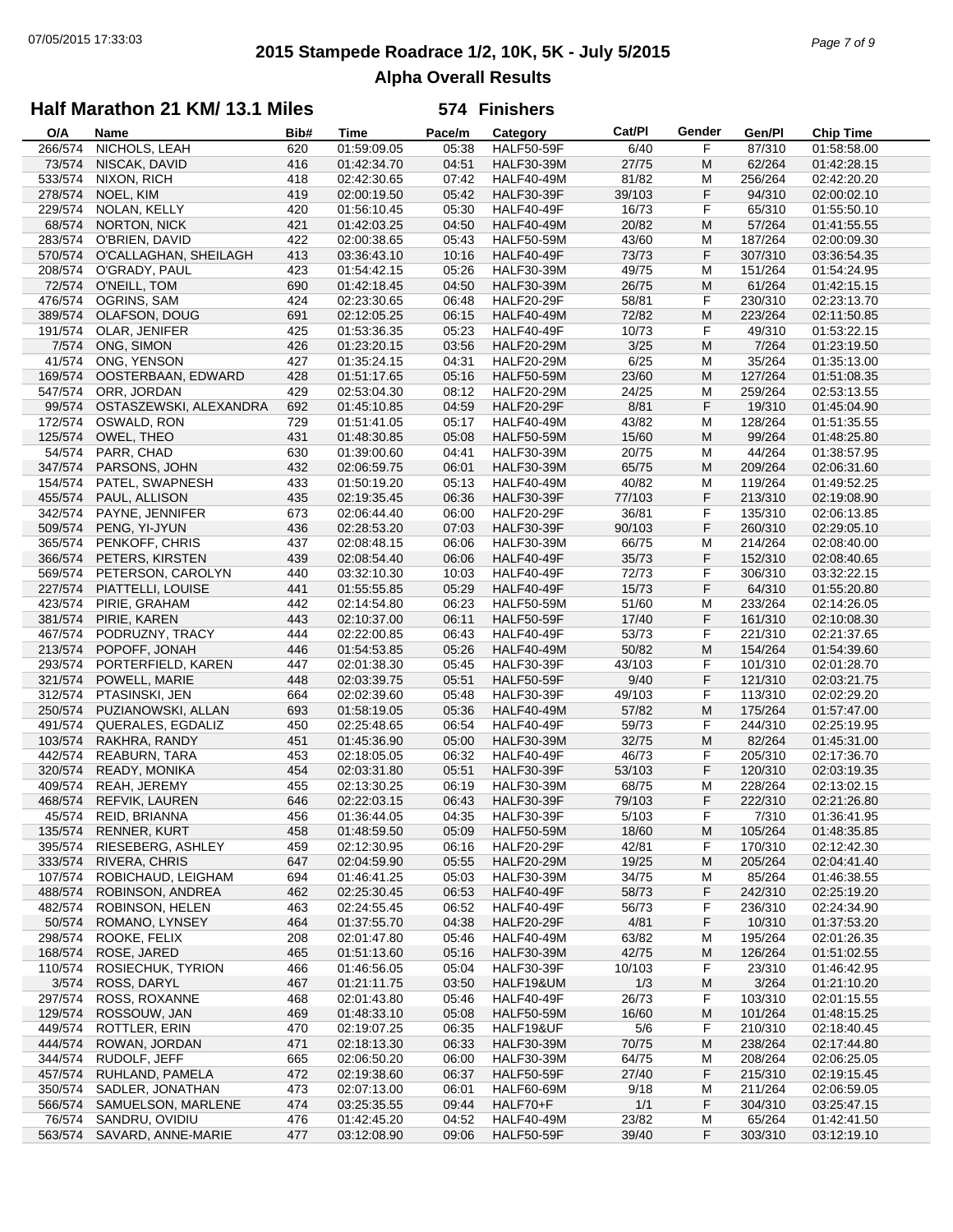# 2015 Stampede Roadrace 1/2, 10K, 5K - July 5/2015

## Alpha Overall Results

### Half Marathon 21 KM/ 13.1 Miles — 574 Finishers

| O/A | Name | Bib# | Time | Pace/m | Category | Cat/Pl | Gender | Gen/Pl | Chip Time |
|---|---|---|---|---|---|---|---|---|---|
| 266/574 | NICHOLS, LEAH | 620 | 01:59:09.05 | 05:38 | HALF50-59F | 6/40 | F | 87/310 | 01:58:58.00 |
| 73/574 | NISCAK, DAVID | 416 | 01:42:34.70 | 04:51 | HALF30-39M | 27/75 | M | 62/264 | 01:42:28.15 |
| 533/574 | NIXON, RICH | 418 | 02:42:30.65 | 07:42 | HALF40-49M | 81/82 | M | 256/264 | 02:42:20.20 |
| 278/574 | NOEL, KIM | 419 | 02:00:19.50 | 05:42 | HALF30-39F | 39/103 | F | 94/310 | 02:00:02.10 |
| 229/574 | NOLAN, KELLY | 420 | 01:56:10.45 | 05:30 | HALF40-49F | 16/73 | F | 65/310 | 01:55:50.10 |
| 68/574 | NORTON, NICK | 421 | 01:42:03.25 | 04:50 | HALF40-49M | 20/82 | M | 57/264 | 01:41:55.55 |
| 283/574 | O'BRIEN, DAVID | 422 | 02:00:38.65 | 05:43 | HALF50-59M | 43/60 | M | 187/264 | 02:00:09.30 |
| 570/574 | O'CALLAGHAN, SHEILAGH | 413 | 03:36:43.10 | 10:16 | HALF40-49F | 73/73 | F | 307/310 | 03:36:54.35 |
| 208/574 | O'GRADY, PAUL | 423 | 01:54:42.15 | 05:26 | HALF30-39M | 49/75 | M | 151/264 | 01:54:24.95 |
| 72/574 | O'NEILL, TOM | 690 | 01:42:18.45 | 04:50 | HALF30-39M | 26/75 | M | 61/264 | 01:42:15.15 |
| 476/574 | OGRINS, SAM | 424 | 02:23:30.65 | 06:48 | HALF20-29F | 58/81 | F | 230/310 | 02:23:13.70 |
| 389/574 | OLAFSON, DOUG | 691 | 02:12:05.25 | 06:15 | HALF40-49M | 72/82 | M | 223/264 | 02:11:50.85 |
| 191/574 | OLAR, JENIFER | 425 | 01:53:36.35 | 05:23 | HALF40-49F | 10/73 | F | 49/310 | 01:53:22.15 |
| 7/574 | ONG, SIMON | 426 | 01:23:20.15 | 03:56 | HALF20-29M | 3/25 | M | 7/264 | 01:23:19.50 |
| 41/574 | ONG, YENSON | 427 | 01:35:24.15 | 04:31 | HALF20-29M | 6/25 | M | 35/264 | 01:35:13.00 |
| 169/574 | OOSTERBAAN, EDWARD | 428 | 01:51:17.65 | 05:16 | HALF50-59M | 23/60 | M | 127/264 | 01:51:08.35 |
| 547/574 | ORR, JORDAN | 429 | 02:53:04.30 | 08:12 | HALF20-29M | 24/25 | M | 259/264 | 02:53:13.55 |
| 99/574 | OSTASZEWSKI, ALEXANDRA | 692 | 01:45:10.85 | 04:59 | HALF20-29F | 8/81 | F | 19/310 | 01:45:04.90 |
| 172/574 | OSWALD, RON | 729 | 01:51:41.05 | 05:17 | HALF40-49M | 43/82 | M | 128/264 | 01:51:35.55 |
| 125/574 | OWEL, THEO | 431 | 01:48:30.85 | 05:08 | HALF50-59M | 15/60 | M | 99/264 | 01:48:25.80 |
| 54/574 | PARR, CHAD | 630 | 01:39:00.60 | 04:41 | HALF30-39M | 20/75 | M | 44/264 | 01:38:57.95 |
| 347/574 | PARSONS, JOHN | 432 | 02:06:59.75 | 06:01 | HALF30-39M | 65/75 | M | 209/264 | 02:06:31.60 |
| 154/574 | PATEL, SWAPNESH | 433 | 01:50:19.20 | 05:13 | HALF40-49M | 40/82 | M | 119/264 | 01:49:52.25 |
| 455/574 | PAUL, ALLISON | 435 | 02:19:35.45 | 06:36 | HALF30-39F | 77/103 | F | 213/310 | 02:19:08.90 |
| 342/574 | PAYNE, JENNIFER | 673 | 02:06:44.40 | 06:00 | HALF20-29F | 36/81 | F | 135/310 | 02:06:13.85 |
| 509/574 | PENG, YI-JYUN | 436 | 02:28:53.20 | 07:03 | HALF30-39F | 90/103 | F | 260/310 | 02:29:05.10 |
| 365/574 | PENKOFF, CHRIS | 437 | 02:08:48.15 | 06:06 | HALF30-39M | 66/75 | M | 214/264 | 02:08:40.00 |
| 366/574 | PETERS, KIRSTEN | 439 | 02:08:54.40 | 06:06 | HALF40-49F | 35/73 | F | 152/310 | 02:08:40.65 |
| 569/574 | PETERSON, CAROLYN | 440 | 03:32:10.30 | 10:03 | HALF40-49F | 72/73 | F | 306/310 | 03:32:22.15 |
| 227/574 | PIATTELLI, LOUISE | 441 | 01:55:55.85 | 05:29 | HALF40-49F | 15/73 | F | 64/310 | 01:55:20.80 |
| 423/574 | PIRIE, GRAHAM | 442 | 02:14:54.80 | 06:23 | HALF50-59M | 51/60 | M | 233/264 | 02:14:26.05 |
| 381/574 | PIRIE, KAREN | 443 | 02:10:37.00 | 06:11 | HALF50-59F | 17/40 | F | 161/310 | 02:10:08.30 |
| 467/574 | PODRUZNY, TRACY | 444 | 02:22:00.85 | 06:43 | HALF40-49F | 53/73 | F | 221/310 | 02:21:37.65 |
| 213/574 | POPOFF, JONAH | 446 | 01:54:53.85 | 05:26 | HALF40-49M | 50/82 | M | 154/264 | 01:54:39.60 |
| 293/574 | PORTERFIELD, KAREN | 447 | 02:01:38.30 | 05:45 | HALF30-39F | 43/103 | F | 101/310 | 02:01:28.70 |
| 321/574 | POWELL, MARIE | 448 | 02:03:39.75 | 05:51 | HALF50-59F | 9/40 | F | 121/310 | 02:03:21.75 |
| 312/574 | PTASINSKI, JEN | 664 | 02:02:39.60 | 05:48 | HALF30-39F | 49/103 | F | 113/310 | 02:02:29.20 |
| 250/574 | PUZIANOWSKI, ALLAN | 693 | 01:58:19.05 | 05:36 | HALF40-49M | 57/82 | M | 175/264 | 01:57:47.00 |
| 491/574 | QUERALES, EGDALIZ | 450 | 02:25:48.65 | 06:54 | HALF40-49F | 59/73 | F | 244/310 | 02:25:19.95 |
| 103/574 | RAKHRA, RANDY | 451 | 01:45:36.90 | 05:00 | HALF30-39M | 32/75 | M | 82/264 | 01:45:31.00 |
| 442/574 | REABURN, TARA | 453 | 02:18:05.05 | 06:32 | HALF40-49F | 46/73 | F | 205/310 | 02:17:36.70 |
| 320/574 | READY, MONIKA | 454 | 02:03:31.80 | 05:51 | HALF30-39F | 53/103 | F | 120/310 | 02:03:19.35 |
| 409/574 | REAH, JEREMY | 455 | 02:13:30.25 | 06:19 | HALF30-39M | 68/75 | M | 228/264 | 02:13:02.15 |
| 468/574 | REFVIK, LAUREN | 646 | 02:22:03.15 | 06:43 | HALF30-39F | 79/103 | F | 222/310 | 02:21:26.80 |
| 45/574 | REID, BRIANNA | 456 | 01:36:44.05 | 04:35 | HALF30-39F | 5/103 | F | 7/310 | 01:36:41.95 |
| 135/574 | RENNER, KURT | 458 | 01:48:59.50 | 05:09 | HALF50-59M | 18/60 | M | 105/264 | 01:48:35.85 |
| 395/574 | RIESEBERG, ASHLEY | 459 | 02:12:30.95 | 06:16 | HALF20-29F | 42/81 | F | 170/310 | 02:12:42.30 |
| 333/574 | RIVERA, CHRIS | 647 | 02:04:59.90 | 05:55 | HALF20-29M | 19/25 | M | 205/264 | 02:04:41.40 |
| 107/574 | ROBICHAUD, LEIGHAM | 694 | 01:46:41.25 | 05:03 | HALF30-39M | 34/75 | M | 85/264 | 01:46:38.55 |
| 488/574 | ROBINSON, ANDREA | 462 | 02:25:30.45 | 06:53 | HALF40-49F | 58/73 | F | 242/310 | 02:25:19.20 |
| 482/574 | ROBINSON, HELEN | 463 | 02:24:55.45 | 06:52 | HALF40-49F | 56/73 | F | 236/310 | 02:24:34.90 |
| 50/574 | ROMANO, LYNSEY | 464 | 01:37:55.70 | 04:38 | HALF20-29F | 4/81 | F | 10/310 | 01:37:53.20 |
| 298/574 | ROOKE, FELIX | 208 | 02:01:47.80 | 05:46 | HALF40-49M | 63/82 | M | 195/264 | 02:01:26.35 |
| 168/574 | ROSE, JARED | 465 | 01:51:13.60 | 05:16 | HALF30-39M | 42/75 | M | 126/264 | 01:51:02.55 |
| 110/574 | ROSIECHUK, TYRION | 466 | 01:46:56.05 | 05:04 | HALF30-39F | 10/103 | F | 23/310 | 01:46:42.95 |
| 3/574 | ROSS, DARYL | 467 | 01:21:11.75 | 03:50 | HALF19&UM | 1/3 | M | 3/264 | 01:21:10.20 |
| 297/574 | ROSS, ROXANNE | 468 | 02:01:43.80 | 05:46 | HALF40-49F | 26/73 | F | 103/310 | 02:01:15.55 |
| 129/574 | ROSSOUW, JAN | 469 | 01:48:33.10 | 05:08 | HALF50-59M | 16/60 | M | 101/264 | 01:48:15.25 |
| 449/574 | ROTTLER, ERIN | 470 | 02:19:07.25 | 06:35 | HALF19&UF | 5/6 | F | 210/310 | 02:18:40.45 |
| 444/574 | ROWAN, JORDAN | 471 | 02:18:13.30 | 06:33 | HALF30-39M | 70/75 | M | 238/264 | 02:17:44.80 |
| 344/574 | RUDOLF, JEFF | 665 | 02:06:50.20 | 06:00 | HALF30-39M | 64/75 | M | 208/264 | 02:06:25.05 |
| 457/574 | RUHLAND, PAMELA | 472 | 02:19:38.60 | 06:37 | HALF50-59F | 27/40 | F | 215/310 | 02:19:15.45 |
| 350/574 | SADLER, JONATHAN | 473 | 02:07:13.00 | 06:01 | HALF60-69M | 9/18 | M | 211/264 | 02:06:59.05 |
| 566/574 | SAMUELSON, MARLENE | 474 | 03:25:35.55 | 09:44 | HALF70+F | 1/1 | F | 304/310 | 03:25:47.15 |
| 76/574 | SANDRU, OVIDIU | 476 | 01:42:45.20 | 04:52 | HALF40-49M | 23/82 | M | 65/264 | 01:42:41.50 |
| 563/574 | SAVARD, ANNE-MARIE | 477 | 03:12:08.90 | 09:06 | HALF50-59F | 39/40 | F | 303/310 | 03:12:19.10 |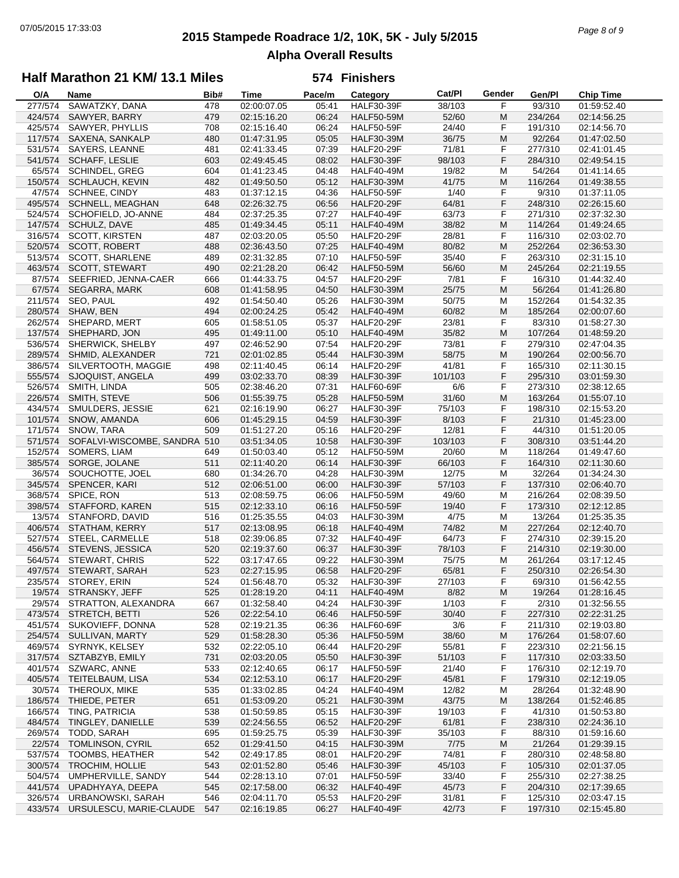# 2015 Stampede Roadrace 1/2, 10K, 5K - July 5/2015

## Alpha Overall Results

### Half Marathon 21 KM/ 13.1 Miles — 574 Finishers

| O/A | Name | Bib# | Time | Pace/m | Category | Cat/Pl | Gender | Gen/Pl | Chip Time |
|---|---|---|---|---|---|---|---|---|---|
| 277/574 | SAWATZKY, DANA | 478 | 02:00:07.05 | 05:41 | HALF30-39F | 38/103 | F | 93/310 | 01:59:52.40 |
| 424/574 | SAWYER, BARRY | 479 | 02:15:16.20 | 06:24 | HALF50-59M | 52/60 | M | 234/264 | 02:14:56.25 |
| 425/574 | SAWYER, PHYLLIS | 708 | 02:15:16.40 | 06:24 | HALF50-59F | 24/40 | F | 191/310 | 02:14:56.70 |
| 117/574 | SAXENA, SANKALP | 480 | 01:47:31.95 | 05:05 | HALF30-39M | 36/75 | M | 92/264 | 01:47:02.50 |
| 531/574 | SAYERS, LEANNE | 481 | 02:41:33.45 | 07:39 | HALF20-29F | 71/81 | F | 277/310 | 02:41:01.45 |
| 541/574 | SCHAFF, LESLIE | 603 | 02:49:45.45 | 08:02 | HALF30-39F | 98/103 | F | 284/310 | 02:49:54.15 |
| 65/574 | SCHINDEL, GREG | 604 | 01:41:23.45 | 04:48 | HALF40-49M | 19/82 | M | 54/264 | 01:41:14.65 |
| 150/574 | SCHLAUCH, KEVIN | 482 | 01:49:50.50 | 05:12 | HALF30-39M | 41/75 | M | 116/264 | 01:49:38.55 |
| 47/574 | SCHNEE, CINDY | 483 | 01:37:12.15 | 04:36 | HALF50-59F | 1/40 | F | 9/310 | 01:37:11.05 |
| 495/574 | SCHNELL, MEAGHAN | 648 | 02:26:32.75 | 06:56 | HALF20-29F | 64/81 | F | 248/310 | 02:26:15.60 |
| 524/574 | SCHOFIELD, JO-ANNE | 484 | 02:37:25.35 | 07:27 | HALF40-49F | 63/73 | F | 271/310 | 02:37:32.30 |
| 147/574 | SCHULZ, DAVE | 485 | 01:49:34.45 | 05:11 | HALF40-49M | 38/82 | M | 114/264 | 01:49:24.65 |
| 316/574 | SCOTT, KIRSTEN | 487 | 02:03:20.05 | 05:50 | HALF20-29F | 28/81 | F | 116/310 | 02:03:02.70 |
| 520/574 | SCOTT, ROBERT | 488 | 02:36:43.50 | 07:25 | HALF40-49M | 80/82 | M | 252/264 | 02:36:53.30 |
| 513/574 | SCOTT, SHARLENE | 489 | 02:31:32.85 | 07:10 | HALF50-59F | 35/40 | F | 263/310 | 02:31:15.10 |
| 463/574 | SCOTT, STEWART | 490 | 02:21:28.20 | 06:42 | HALF50-59M | 56/60 | M | 245/264 | 02:21:19.55 |
| 87/574 | SEEFRIED, JENNA-CAER | 666 | 01:44:33.75 | 04:57 | HALF20-29F | 7/81 | F | 16/310 | 01:44:32.40 |
| 67/574 | SEGARRA, MARK | 608 | 01:41:58.95 | 04:50 | HALF30-39M | 25/75 | M | 56/264 | 01:41:26.80 |
| 211/574 | SEO, PAUL | 492 | 01:54:50.40 | 05:26 | HALF30-39M | 50/75 | M | 152/264 | 01:54:32.35 |
| 280/574 | SHAW, BEN | 494 | 02:00:24.25 | 05:42 | HALF40-49M | 60/82 | M | 185/264 | 02:00:07.60 |
| 262/574 | SHEPARD, MERT | 605 | 01:58:51.05 | 05:37 | HALF20-29F | 23/81 | F | 83/310 | 01:58:27.30 |
| 137/574 | SHEPHARD, JON | 495 | 01:49:11.00 | 05:10 | HALF40-49M | 35/82 | M | 107/264 | 01:48:59.20 |
| 536/574 | SHERWICK, SHELBY | 497 | 02:46:52.90 | 07:54 | HALF20-29F | 73/81 | F | 279/310 | 02:47:04.35 |
| 289/574 | SHMID, ALEXANDER | 721 | 02:01:02.85 | 05:44 | HALF30-39M | 58/75 | M | 190/264 | 02:00:56.70 |
| 386/574 | SILVERTOOTH, MAGGIE | 498 | 02:11:40.45 | 06:14 | HALF20-29F | 41/81 | F | 165/310 | 02:11:30.15 |
| 555/574 | SJOQUIST, ANGELA | 499 | 03:02:33.70 | 08:39 | HALF30-39F | 101/103 | F | 295/310 | 03:01:59.30 |
| 526/574 | SMITH, LINDA | 505 | 02:38:46.20 | 07:31 | HALF60-69F | 6/6 | F | 273/310 | 02:38:12.65 |
| 226/574 | SMITH, STEVE | 506 | 01:55:39.75 | 05:28 | HALF50-59M | 31/60 | M | 163/264 | 01:55:07.10 |
| 434/574 | SMULDERS, JESSIE | 621 | 02:16:19.90 | 06:27 | HALF30-39F | 75/103 | F | 198/310 | 02:15:53.20 |
| 101/574 | SNOW, AMANDA | 606 | 01:45:29.15 | 04:59 | HALF30-39F | 8/103 | F | 21/310 | 01:45:23.00 |
| 171/574 | SNOW, TARA | 509 | 01:51:27.20 | 05:16 | HALF20-29F | 12/81 | F | 44/310 | 01:51:20.05 |
| 571/574 | SOFALVI-WISCOMBE, SANDRA | 510 | 03:51:34.05 | 10:58 | HALF30-39F | 103/103 | F | 308/310 | 03:51:44.20 |
| 152/574 | SOMERS, LIAM | 649 | 01:50:03.40 | 05:12 | HALF50-59M | 20/60 | M | 118/264 | 01:49:47.60 |
| 385/574 | SORGE, JOLANE | 511 | 02:11:40.20 | 06:14 | HALF30-39F | 66/103 | F | 164/310 | 02:11:30.60 |
| 36/574 | SOUCHOTTE, JOEL | 680 | 01:34:26.70 | 04:28 | HALF30-39M | 12/75 | M | 32/264 | 01:34:24.30 |
| 345/574 | SPENCER, KARI | 512 | 02:06:51.00 | 06:00 | HALF30-39F | 57/103 | F | 137/310 | 02:06:40.70 |
| 368/574 | SPICE, RON | 513 | 02:08:59.75 | 06:06 | HALF50-59M | 49/60 | M | 216/264 | 02:08:39.50 |
| 398/574 | STAFFORD, KAREN | 515 | 02:12:33.10 | 06:16 | HALF50-59F | 19/40 | F | 173/310 | 02:12:12.85 |
| 13/574 | STANFORD, DAVID | 516 | 01:25:35.55 | 04:03 | HALF30-39M | 4/75 | M | 13/264 | 01:25:35.35 |
| 406/574 | STATHAM, KERRY | 517 | 02:13:08.95 | 06:18 | HALF40-49M | 74/82 | M | 227/264 | 02:12:40.70 |
| 527/574 | STEEL, CARMELLE | 518 | 02:39:06.85 | 07:32 | HALF40-49F | 64/73 | F | 274/310 | 02:39:15.20 |
| 456/574 | STEVENS, JESSICA | 520 | 02:19:37.60 | 06:37 | HALF30-39F | 78/103 | F | 214/310 | 02:19:30.00 |
| 564/574 | STEWART, CHRIS | 522 | 03:17:47.65 | 09:22 | HALF30-39M | 75/75 | M | 261/264 | 03:17:12.45 |
| 497/574 | STEWART, SARAH | 523 | 02:27:15.95 | 06:58 | HALF20-29F | 65/81 | F | 250/310 | 02:26:54.30 |
| 235/574 | STOREY, ERIN | 524 | 01:56:48.70 | 05:32 | HALF30-39F | 27/103 | F | 69/310 | 01:56:42.55 |
| 19/574 | STRANSKY, JEFF | 525 | 01:28:19.20 | 04:11 | HALF40-49M | 8/82 | M | 19/264 | 01:28:16.45 |
| 29/574 | STRATTON, ALEXANDRA | 667 | 01:32:58.40 | 04:24 | HALF30-39F | 1/103 | F | 2/310 | 01:32:56.55 |
| 473/574 | STRETCH, BETTI | 526 | 02:22:54.10 | 06:46 | HALF50-59F | 30/40 | F | 227/310 | 02:22:31.25 |
| 451/574 | SUKOVIEFF, DONNA | 528 | 02:19:21.35 | 06:36 | HALF60-69F | 3/6 | F | 211/310 | 02:19:03.80 |
| 254/574 | SULLIVAN, MARTY | 529 | 01:58:28.30 | 05:36 | HALF50-59M | 38/60 | M | 176/264 | 01:58:07.60 |
| 469/574 | SYRNYK, KELSEY | 532 | 02:22:05.10 | 06:44 | HALF20-29F | 55/81 | F | 223/310 | 02:21:56.15 |
| 317/574 | SZTABZYB, EMILY | 731 | 02:03:20.05 | 05:50 | HALF30-39F | 51/103 | F | 117/310 | 02:03:33.50 |
| 401/574 | SZWARC, ANNE | 533 | 02:12:40.65 | 06:17 | HALF50-59F | 21/40 | F | 176/310 | 02:12:19.70 |
| 405/574 | TEITELBAUM, LISA | 534 | 02:12:53.10 | 06:17 | HALF20-29F | 45/81 | F | 179/310 | 02:12:19.05 |
| 30/574 | THEROUX, MIKE | 535 | 01:33:02.85 | 04:24 | HALF40-49M | 12/82 | M | 28/264 | 01:32:48.90 |
| 186/574 | THIEDE, PETER | 651 | 01:53:09.20 | 05:21 | HALF30-39M | 43/75 | M | 138/264 | 01:52:46.85 |
| 166/574 | TING, PATRICIA | 538 | 01:50:59.85 | 05:15 | HALF30-39F | 19/103 | F | 41/310 | 01:50:53.80 |
| 484/574 | TINGLEY, DANIELLE | 539 | 02:24:56.55 | 06:52 | HALF20-29F | 61/81 | F | 238/310 | 02:24:36.10 |
| 269/574 | TODD, SARAH | 695 | 01:59:25.75 | 05:39 | HALF30-39F | 35/103 | F | 88/310 | 01:59:16.60 |
| 22/574 | TOMLINSON, CYRIL | 652 | 01:29:41.50 | 04:15 | HALF30-39M | 7/75 | M | 21/264 | 01:29:39.15 |
| 537/574 | TOOMBS, HEATHER | 542 | 02:49:17.85 | 08:01 | HALF20-29F | 74/81 | F | 280/310 | 02:48:58.80 |
| 300/574 | TROCHIM, HOLLIE | 543 | 02:01:52.80 | 05:46 | HALF30-39F | 45/103 | F | 105/310 | 02:01:37.05 |
| 504/574 | UMPHERVILLE, SANDY | 544 | 02:28:13.10 | 07:01 | HALF50-59F | 33/40 | F | 255/310 | 02:27:38.25 |
| 441/574 | UPADHYAYA, DEEPA | 545 | 02:17:58.00 | 06:32 | HALF40-49F | 45/73 | F | 204/310 | 02:17:39.65 |
| 326/574 | URBANOWSKI, SARAH | 546 | 02:04:11.70 | 05:53 | HALF20-29F | 31/81 | F | 125/310 | 02:03:47.15 |
| 433/574 | URSULESCU, MARIE-CLAUDE | 547 | 02:16:19.85 | 06:27 | HALF40-49F | 42/73 | F | 197/310 | 02:15:45.80 |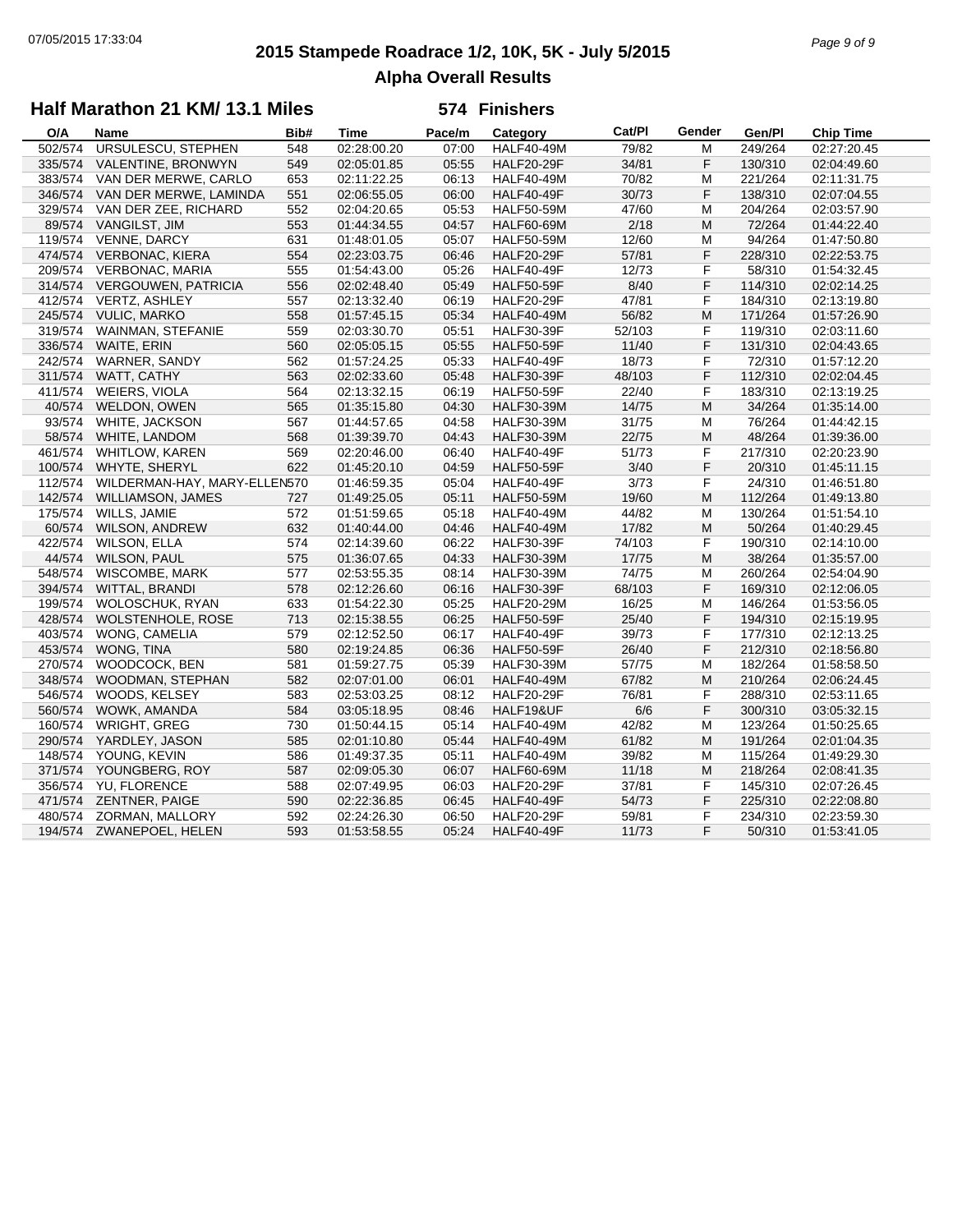# 2015 Stampede Roadrace 1/2, 10K, 5K - July 5/2015

## Alpha Overall Results

### Half Marathon 21 KM/ 13.1 Miles — 574 Finishers

| O/A | Name | Bib# | Time | Pace/m | Category | Cat/Pl | Gender | Gen/Pl | Chip Time |
|---|---|---|---|---|---|---|---|---|---|
| 502/574 | URSULESCU, STEPHEN | 548 | 02:28:00.20 | 07:00 | HALF40-49M | 79/82 | M | 249/264 | 02:27:20.45 |
| 335/574 | VALENTINE, BRONWYN | 549 | 02:05:01.85 | 05:55 | HALF20-29F | 34/81 | F | 130/310 | 02:04:49.60 |
| 383/574 | VAN DER MERWE, CARLO | 653 | 02:11:22.25 | 06:13 | HALF40-49M | 70/82 | M | 221/264 | 02:11:31.75 |
| 346/574 | VAN DER MERWE, LAMINDA | 551 | 02:06:55.05 | 06:00 | HALF40-49F | 30/73 | F | 138/310 | 02:07:04.55 |
| 329/574 | VAN DER ZEE, RICHARD | 552 | 02:04:20.65 | 05:53 | HALF50-59M | 47/60 | M | 204/264 | 02:03:57.90 |
| 89/574 | VANGILST, JIM | 553 | 01:44:34.55 | 04:57 | HALF60-69M | 2/18 | M | 72/264 | 01:44:22.40 |
| 119/574 | VENNE, DARCY | 631 | 01:48:01.05 | 05:07 | HALF50-59M | 12/60 | M | 94/264 | 01:47:50.80 |
| 474/574 | VERBONAC, KIERA | 554 | 02:23:03.75 | 06:46 | HALF20-29F | 57/81 | F | 228/310 | 02:22:53.75 |
| 209/574 | VERBONAC, MARIA | 555 | 01:54:43.00 | 05:26 | HALF40-49F | 12/73 | F | 58/310 | 01:54:32.45 |
| 314/574 | VERGOUWEN, PATRICIA | 556 | 02:02:48.40 | 05:49 | HALF50-59F | 8/40 | F | 114/310 | 02:02:14.25 |
| 412/574 | VERTZ, ASHLEY | 557 | 02:13:32.40 | 06:19 | HALF20-29F | 47/81 | F | 184/310 | 02:13:19.80 |
| 245/574 | VULIC, MARKO | 558 | 01:57:45.15 | 05:34 | HALF40-49M | 56/82 | M | 171/264 | 01:57:26.90 |
| 319/574 | WAINMAN, STEFANIE | 559 | 02:03:30.70 | 05:51 | HALF30-39F | 52/103 | F | 119/310 | 02:03:11.60 |
| 336/574 | WAITE, ERIN | 560 | 02:05:05.15 | 05:55 | HALF50-59F | 11/40 | F | 131/310 | 02:04:43.65 |
| 242/574 | WARNER, SANDY | 562 | 01:57:24.25 | 05:33 | HALF40-49F | 18/73 | F | 72/310 | 01:57:12.20 |
| 311/574 | WATT, CATHY | 563 | 02:02:33.60 | 05:48 | HALF30-39F | 48/103 | F | 112/310 | 02:02:04.45 |
| 411/574 | WEIERS, VIOLA | 564 | 02:13:32.15 | 06:19 | HALF50-59F | 22/40 | F | 183/310 | 02:13:19.25 |
| 40/574 | WELDON, OWEN | 565 | 01:35:15.80 | 04:30 | HALF30-39M | 14/75 | M | 34/264 | 01:35:14.00 |
| 93/574 | WHITE, JACKSON | 567 | 01:44:57.65 | 04:58 | HALF30-39M | 31/75 | M | 76/264 | 01:44:42.15 |
| 58/574 | WHITE, LANDOM | 568 | 01:39:39.70 | 04:43 | HALF30-39M | 22/75 | M | 48/264 | 01:39:36.00 |
| 461/574 | WHITLOW, KAREN | 569 | 02:20:46.00 | 06:40 | HALF40-49F | 51/73 | F | 217/310 | 02:20:23.90 |
| 100/574 | WHYTE, SHERYL | 622 | 01:45:20.10 | 04:59 | HALF50-59F | 3/40 | F | 20/310 | 01:45:11.15 |
| 112/574 | WILDERMAN-HAY, MARY-ELLEN | 570 | 01:46:59.35 | 05:04 | HALF40-49F | 3/73 | F | 24/310 | 01:46:51.80 |
| 142/574 | WILLIAMSON, JAMES | 727 | 01:49:25.05 | 05:11 | HALF50-59M | 19/60 | M | 112/264 | 01:49:13.80 |
| 175/574 | WILLS, JAMIE | 572 | 01:51:59.65 | 05:18 | HALF40-49M | 44/82 | M | 130/264 | 01:51:54.10 |
| 60/574 | WILSON, ANDREW | 632 | 01:40:44.00 | 04:46 | HALF40-49M | 17/82 | M | 50/264 | 01:40:29.45 |
| 422/574 | WILSON, ELLA | 574 | 02:14:39.60 | 06:22 | HALF30-39F | 74/103 | F | 190/310 | 02:14:10.00 |
| 44/574 | WILSON, PAUL | 575 | 01:36:07.65 | 04:33 | HALF30-39M | 17/75 | M | 38/264 | 01:35:57.00 |
| 548/574 | WISCOMBE, MARK | 577 | 02:53:55.35 | 08:14 | HALF30-39M | 74/75 | M | 260/264 | 02:54:04.90 |
| 394/574 | WITTAL, BRANDI | 578 | 02:12:26.60 | 06:16 | HALF30-39F | 68/103 | F | 169/310 | 02:12:06.05 |
| 199/574 | WOLOSCHUK, RYAN | 633 | 01:54:22.30 | 05:25 | HALF20-29M | 16/25 | M | 146/264 | 01:53:56.05 |
| 428/574 | WOLSTENHOLE, ROSE | 713 | 02:15:38.55 | 06:25 | HALF50-59F | 25/40 | F | 194/310 | 02:15:19.95 |
| 403/574 | WONG, CAMELIA | 579 | 02:12:52.50 | 06:17 | HALF40-49F | 39/73 | F | 177/310 | 02:12:13.25 |
| 453/574 | WONG, TINA | 580 | 02:19:24.85 | 06:36 | HALF50-59F | 26/40 | F | 212/310 | 02:18:56.80 |
| 270/574 | WOODCOCK, BEN | 581 | 01:59:27.75 | 05:39 | HALF30-39M | 57/75 | M | 182/264 | 01:58:58.50 |
| 348/574 | WOODMAN, STEPHAN | 582 | 02:07:01.00 | 06:01 | HALF40-49M | 67/82 | M | 210/264 | 02:06:24.45 |
| 546/574 | WOODS, KELSEY | 583 | 02:53:03.25 | 08:12 | HALF20-29F | 76/81 | F | 288/310 | 02:53:11.65 |
| 560/574 | WOWK, AMANDA | 584 | 03:05:18.95 | 08:46 | HALF19&UF | 6/6 | F | 300/310 | 03:05:32.15 |
| 160/574 | WRIGHT, GREG | 730 | 01:50:44.15 | 05:14 | HALF40-49M | 42/82 | M | 123/264 | 01:50:25.65 |
| 290/574 | YARDLEY, JASON | 585 | 02:01:10.80 | 05:44 | HALF40-49M | 61/82 | M | 191/264 | 02:01:04.35 |
| 148/574 | YOUNG, KEVIN | 586 | 01:49:37.35 | 05:11 | HALF40-49M | 39/82 | M | 115/264 | 01:49:29.30 |
| 371/574 | YOUNGBERG, ROY | 587 | 02:09:05.30 | 06:07 | HALF60-69M | 11/18 | M | 218/264 | 02:08:41.35 |
| 356/574 | YU, FLORENCE | 588 | 02:07:49.95 | 06:03 | HALF20-29F | 37/81 | F | 145/310 | 02:07:26.45 |
| 471/574 | ZENTNER, PAIGE | 590 | 02:22:36.85 | 06:45 | HALF40-49F | 54/73 | F | 225/310 | 02:22:08.80 |
| 480/574 | ZORMAN, MALLORY | 592 | 02:24:26.30 | 06:50 | HALF20-29F | 59/81 | F | 234/310 | 02:23:59.30 |
| 194/574 | ZWANEPOEL, HELEN | 593 | 01:53:58.55 | 05:24 | HALF40-49F | 11/73 | F | 50/310 | 01:53:41.05 |